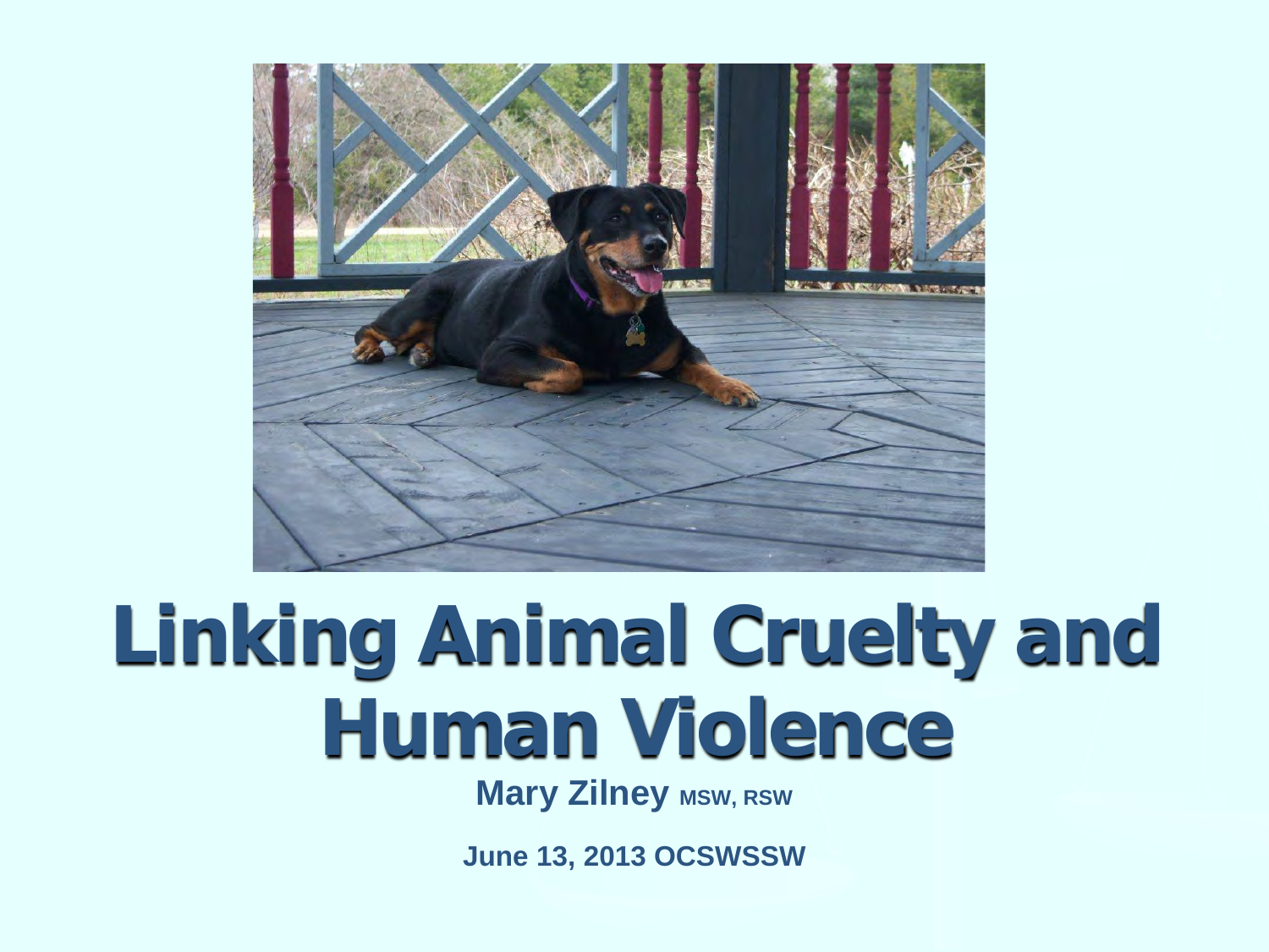# Linking Animal Cruelty and Human Violence

**Mary Zilney MSW, RSW**

**June 13, 2013 OCSWSSW**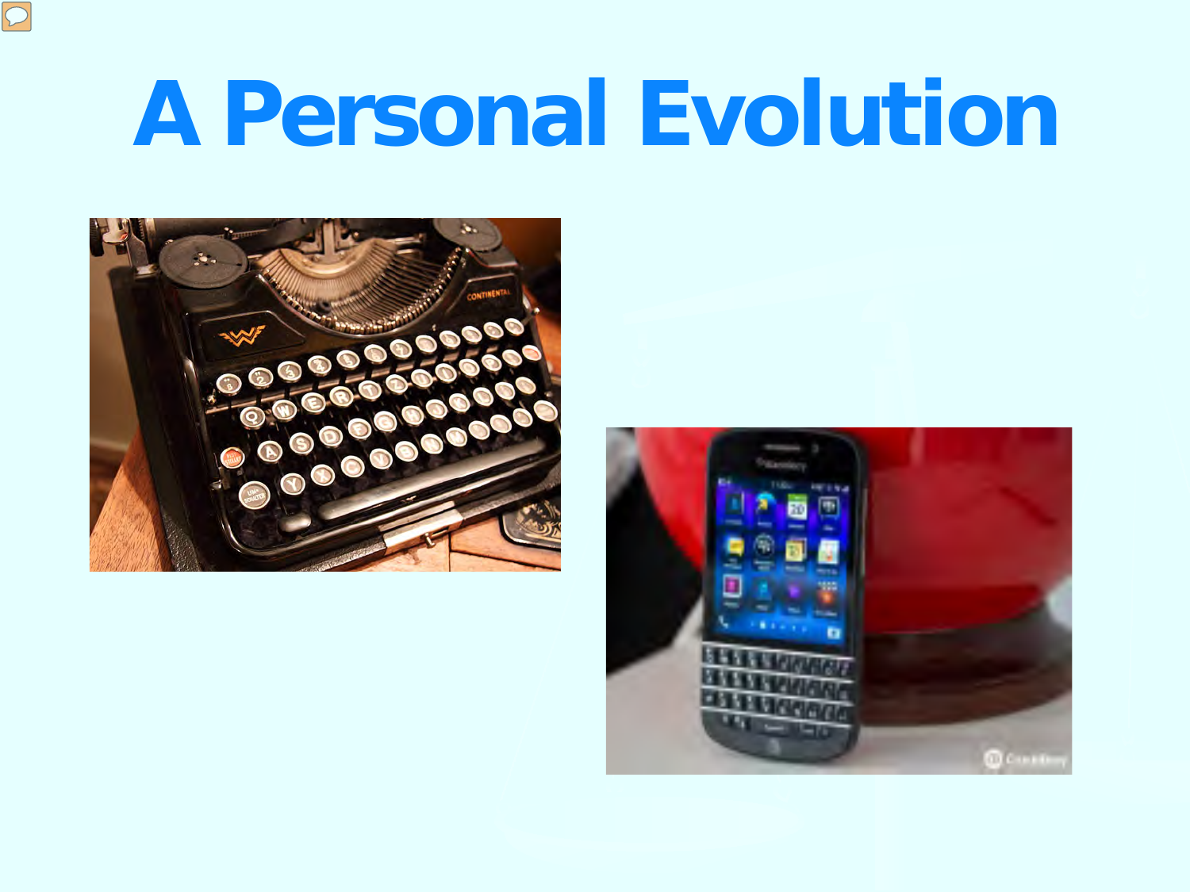# A Personal Evolution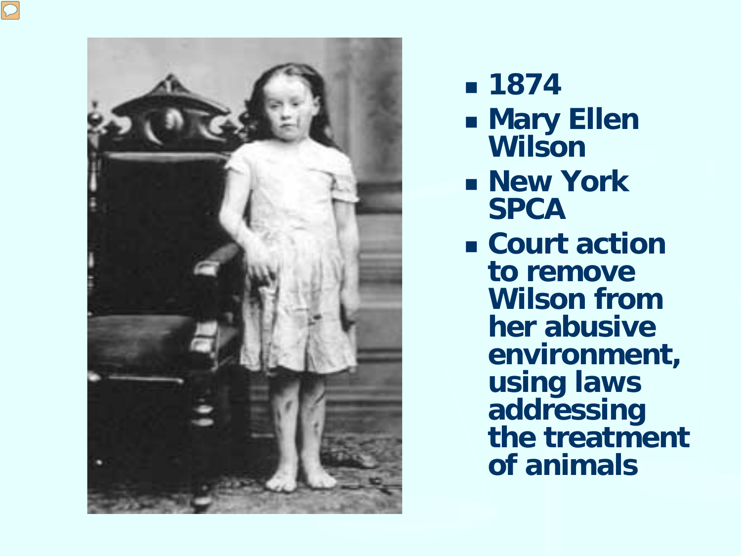- 1874
- Mary Ellen Wilson
- New York SPCA
- Court action to remove Wilson from her abusive environment, using laws addressing the treatment of animals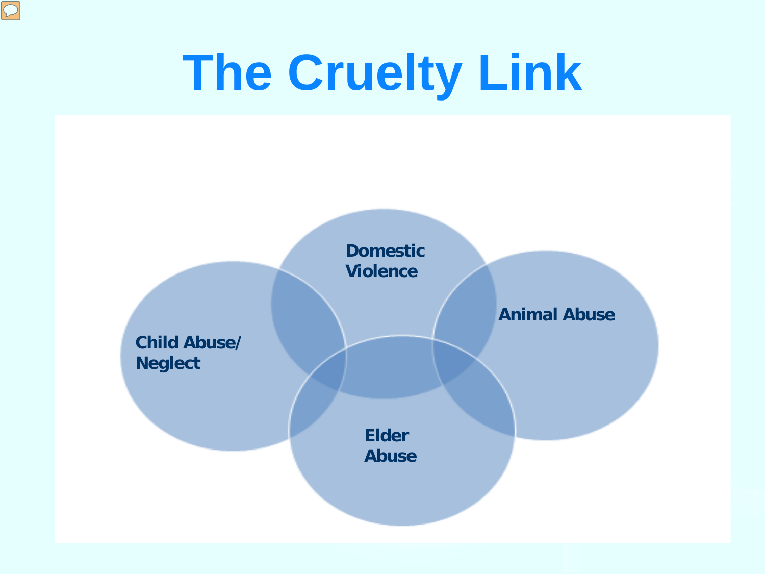# The Cruelty Link

Domestic Violence

Child Abuse/ Neglect

Animal Abuse

Elder Abuse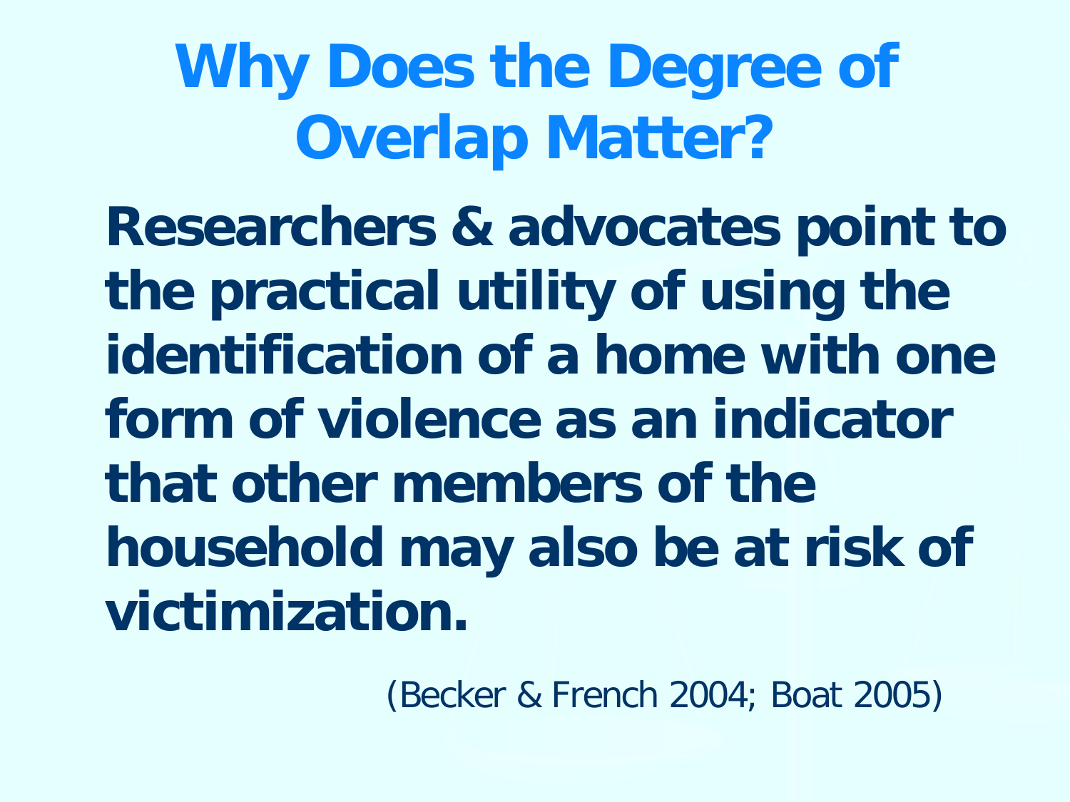# Why Does the Degree of Overlap Matter?

**Researchers & advocates point to the practical utility of using the identification of a home with one form of violence as an indicator that other members of the household may also be at risk of victimization.**

(Becker & French 2004; Boat 2005)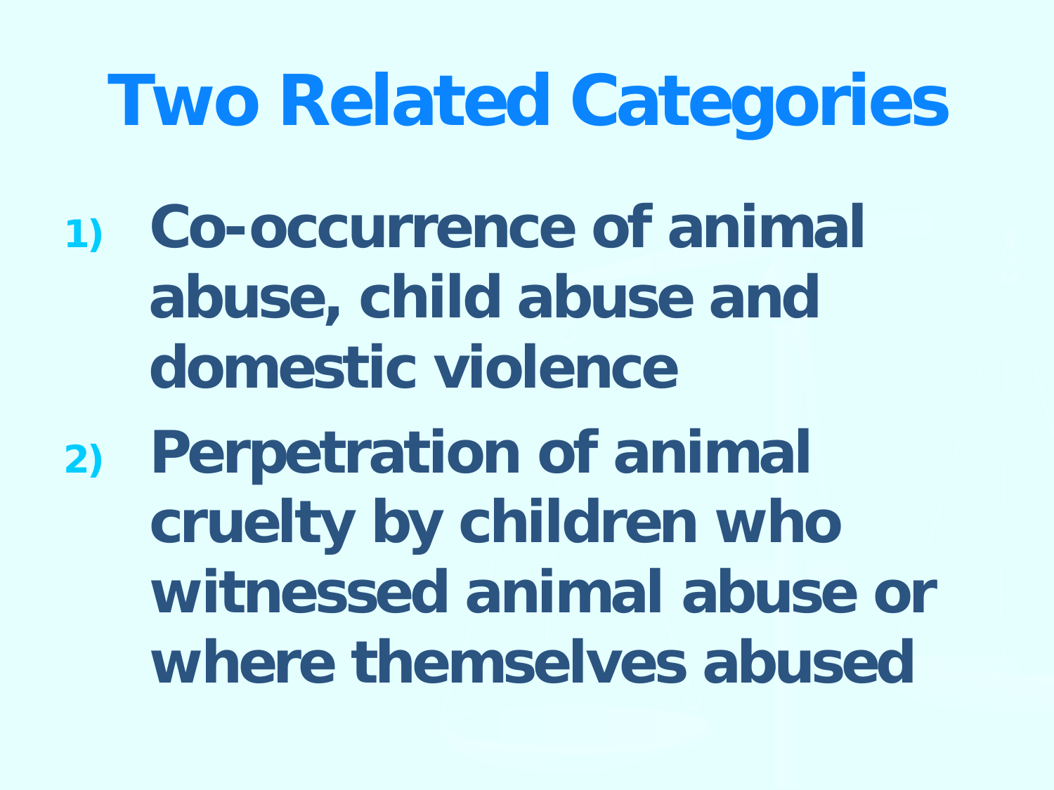# Two Related Categories

1) **Co-occurrence of animal abuse, child abuse and domestic violence**
2) **Perpetration of animal cruelty by children who witnessed animal abuse or where themselves abused**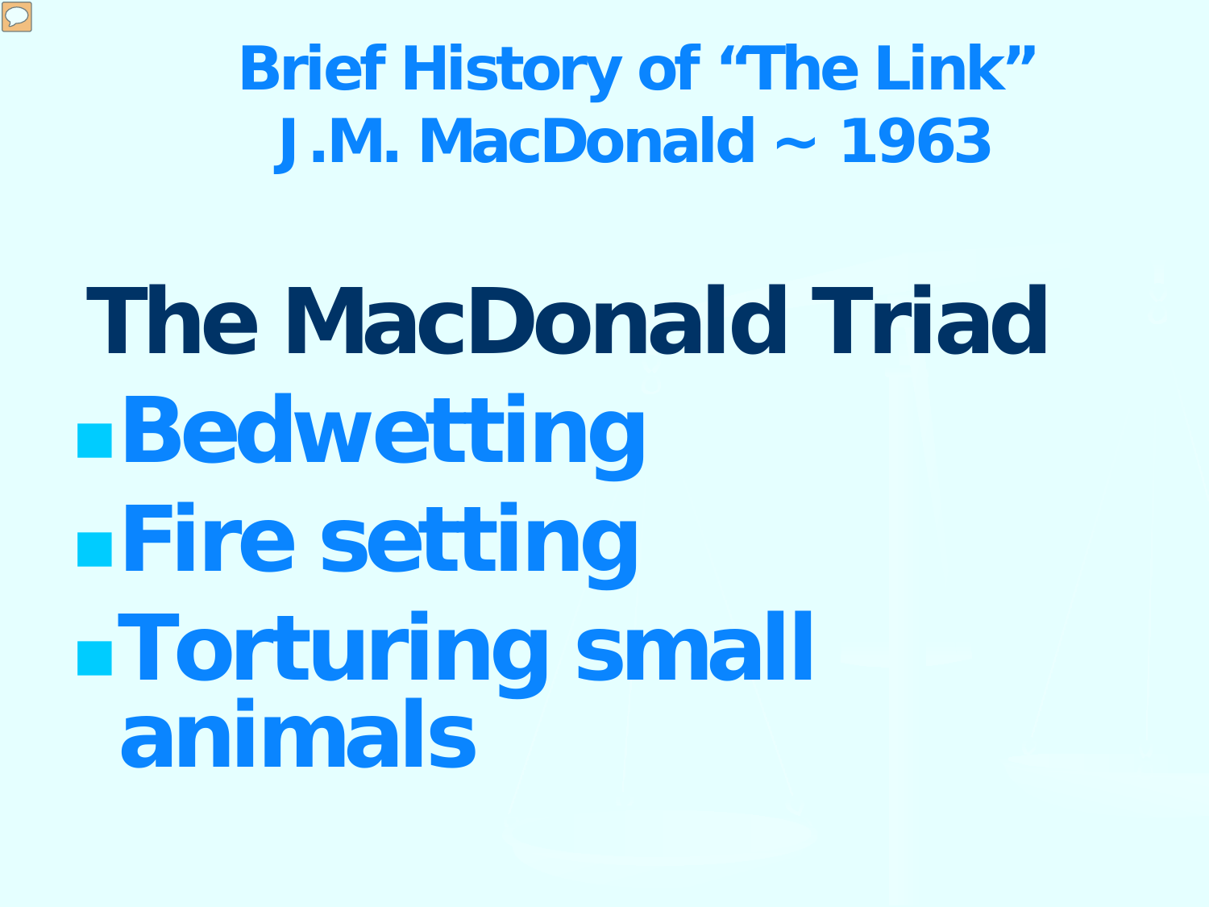# Brief History of "The Link"
## J.M. MacDonald ~ 1963

## The MacDonald Triad

- Bedwetting
- Fire setting
- Torturing small animals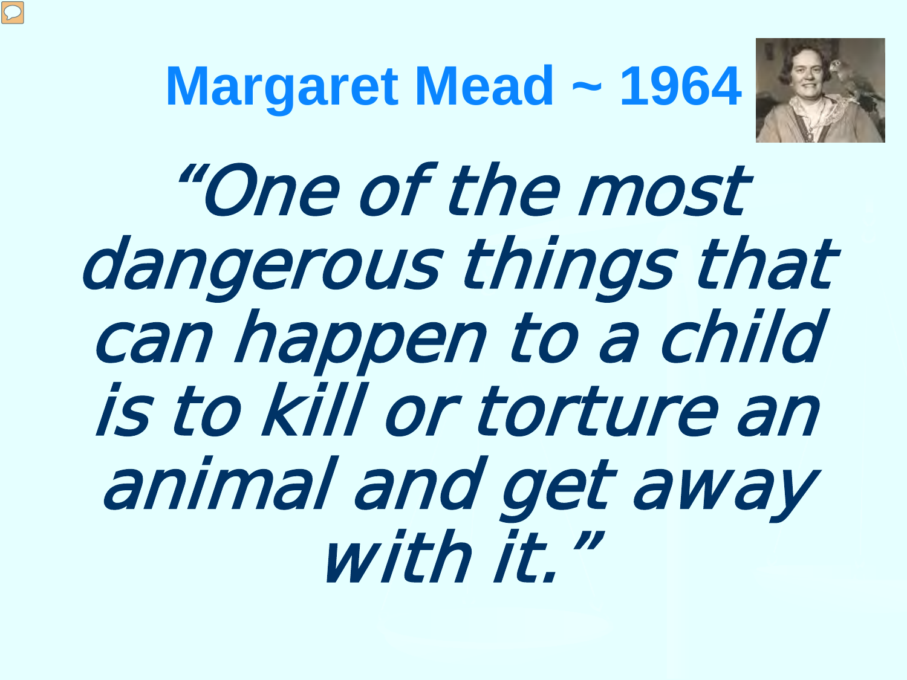# Margaret Mead ~ 1964

*"One of the most dangerous things that can happen to a child is to kill or torture an animal and get away with it."*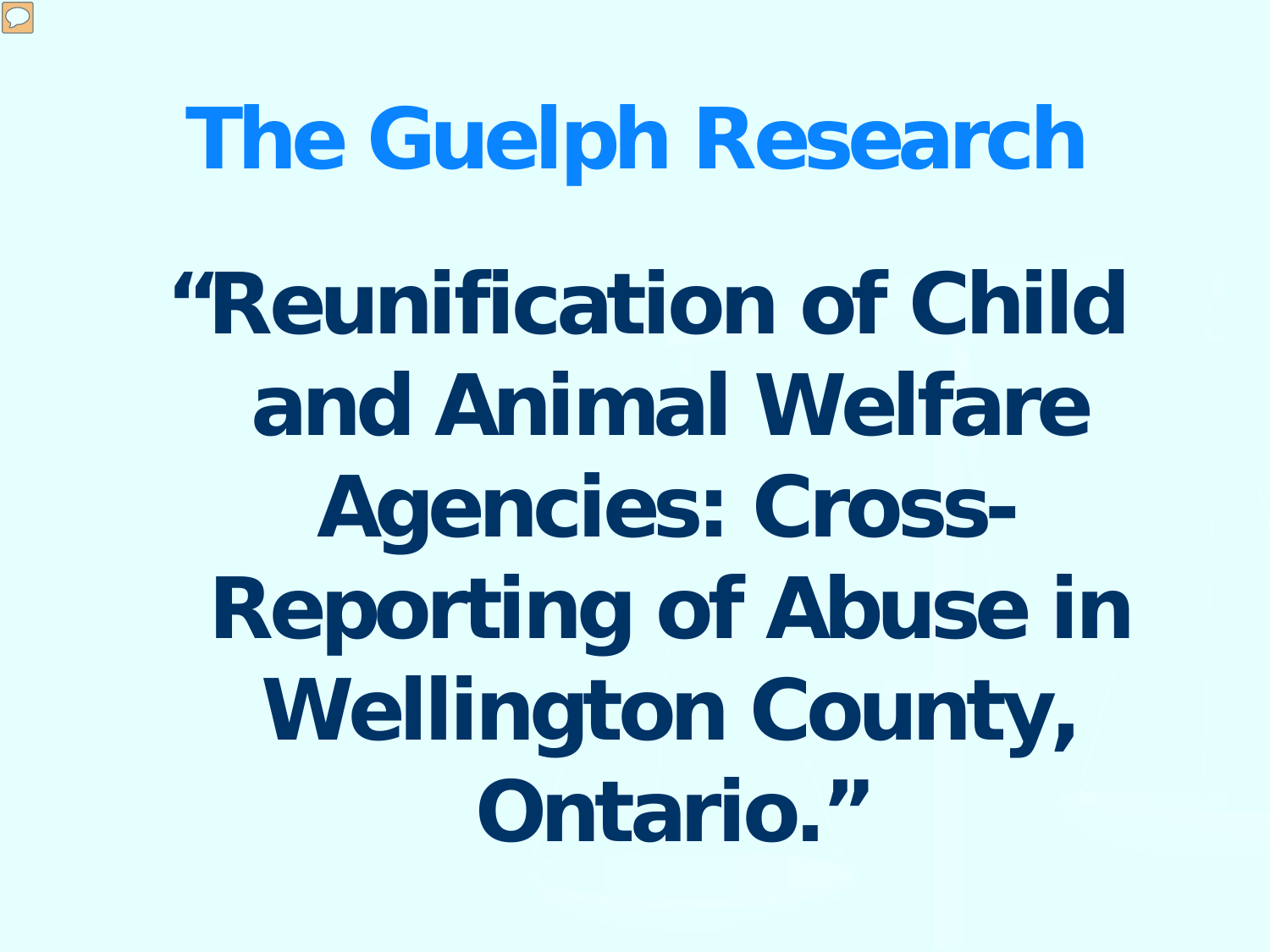# The Guelph Research

**"Reunification of Child and Animal Welfare Agencies: Cross-Reporting of Abuse in Wellington County, Ontario."**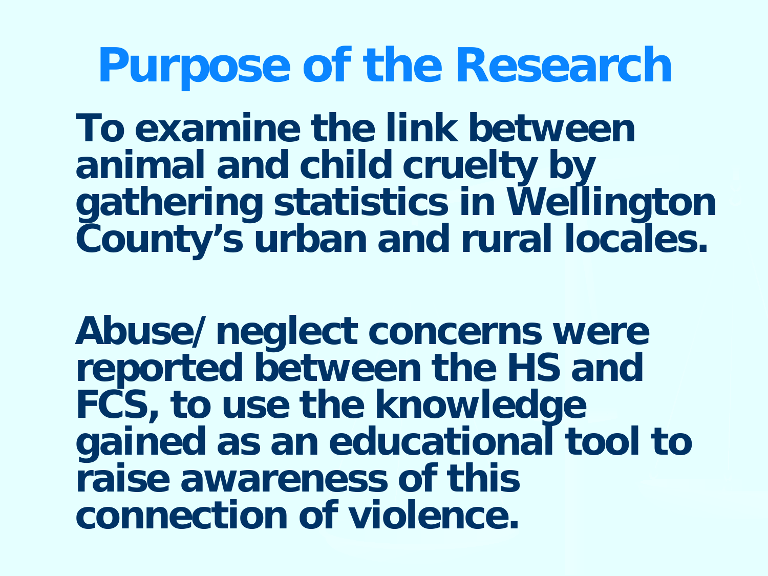# Purpose of the Research

To examine the link between animal and child cruelty by gathering statistics in Wellington County's urban and rural locales.

Abuse/ neglect concerns were reported between the HS and FCS, to use the knowledge gained as an educational tool to raise awareness of this connection of violence.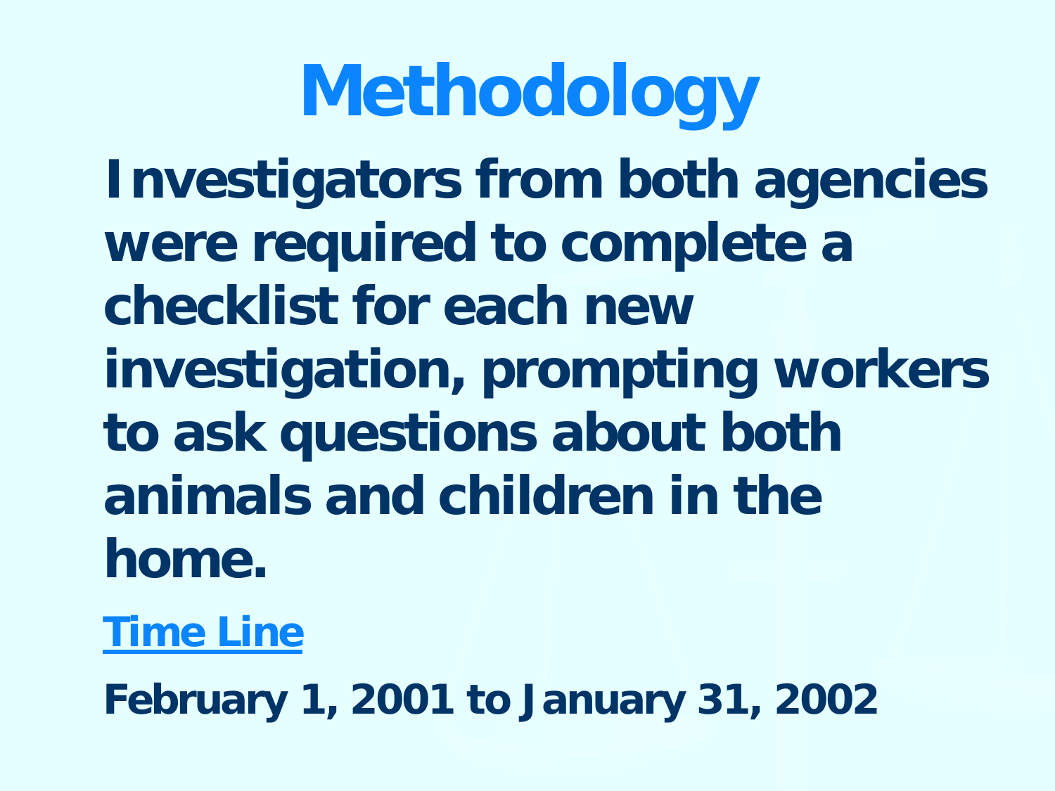# Methodology

**Investigators from both agencies were required to complete a checklist for each new investigation, prompting workers to ask questions about both animals and children in the home.**

**Time Line**

**February 1, 2001 to January 31, 2002**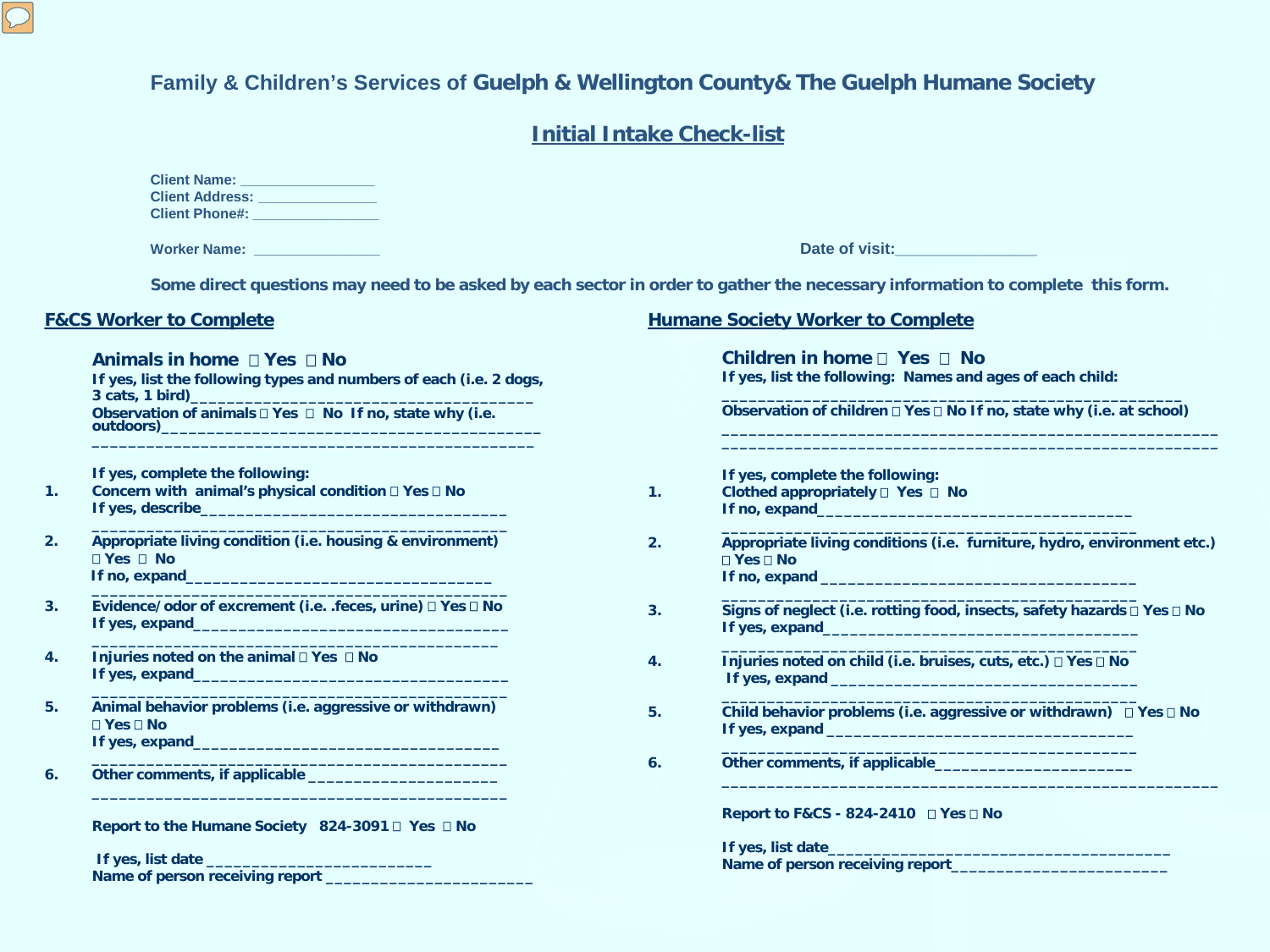## Family & Children's Services of **Guelph & Wellington County& The Guelph Humane Society**

# Initial Intake Check-list

**Client Name:** ________________
**Client Address:** ______________
**Client Phone#:** _______________

**Worker Name:** _______________

**Date of visit:**________________

**Some direct questions may need to be asked by each sector in order to gather the necessary information to complete this form.**

## F&CS Worker to Complete

**Animals in home □ Yes □ No**

**If yes, list the following types and numbers of each (i.e. 2 dogs, 3 cats, 1 bird)**_____________________________________

**Observation of animals □ Yes □ No If no, state why (i.e. outdoors)**___________________________________________
_____________________________________________

**If yes, complete the following:**

1. **Concern with animal's physical condition □ Yes □ No**
   **If yes, describe**__________________________________
   _____________________________________________
2. **Appropriate living condition (i.e. housing & environment)**
   **□ Yes □ No**
   **If no, expand**_________________________________
   _____________________________________________
3. **Evidence/odor of excrement (i.e. .feces, urine) □ Yes □ No**
   **If yes, expand**__________________________________
   _____________________________________________
4. **Injuries noted on the animal □ Yes □ No**
   **If yes, expand**__________________________________
   _____________________________________________
5. **Animal behavior problems (i.e. aggressive or withdrawn)**
   **□ Yes □ No**
   **If yes, expand**________________________________
   _____________________________________________
6. **Other comments, if applicable** ____________________
   _____________________________________________

**Report to the Humane Society 824-3091 □ Yes □ No**

**If yes, list date** _________________________

**Name of person receiving report** _______________________

## Humane Society Worker to Complete

**Children in home □ Yes □ No**

**If yes, list the following: Names and ages of each child:**
___________________________________________________

**Observation of children □ Yes □ No If no, state why (i.e. at school)**
_______________________________________________________
_______________________________________________________

**If yes, complete the following:**

1. **Clothed appropriately □ Yes □ No**
   **If no, expand**___________________________________
   _____________________________________________
2. **Appropriate living conditions (i.e. furniture, hydro, environment etc.)**
   **□ Yes □ No**
   **If no, expand** ___________________________________
   _____________________________________________
3. **Signs of neglect (i.e. rotting food, insects, safety hazards □ Yes □ No**
   **If yes, expand**____________________________________
   _____________________________________________
4. **Injuries noted on child (i.e. bruises, cuts, etc.) □ Yes □ No**
   **If yes, expand** ___________________________________
   _____________________________________________
5. **Child behavior problems (i.e. aggressive or withdrawn) □ Yes □ No**
   **If yes, expand** __________________________________
   _____________________________________________
6. **Other comments, if applicable**______________________
   _______________________________________________________

**Report to F&CS - 824-2410 □ Yes □ No**

**If yes, list date**_____________________________________

**Name of person receiving report**________________________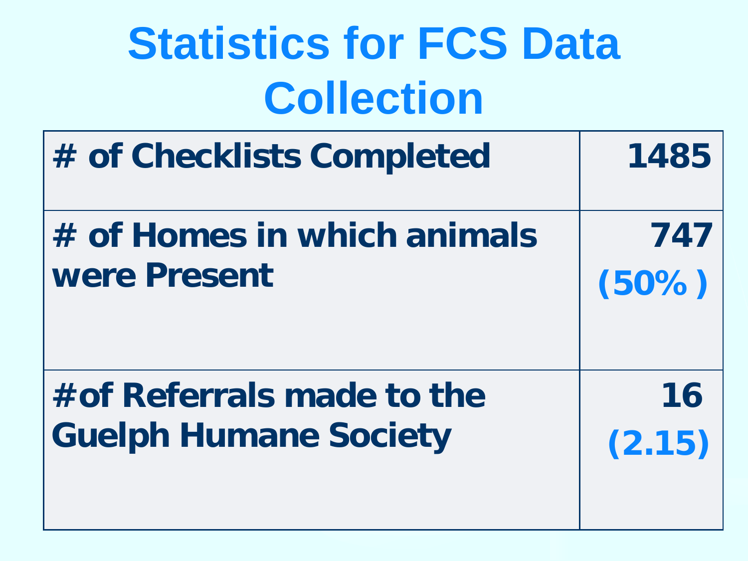# Statistics for FCS Data Collection

| | |
|---|---|
| # of Checklists Completed | 1485 |
| # of Homes in which animals were Present | 747 (50% ) |
| #of Referrals made to the Guelph Humane Society | 16 (2.15) |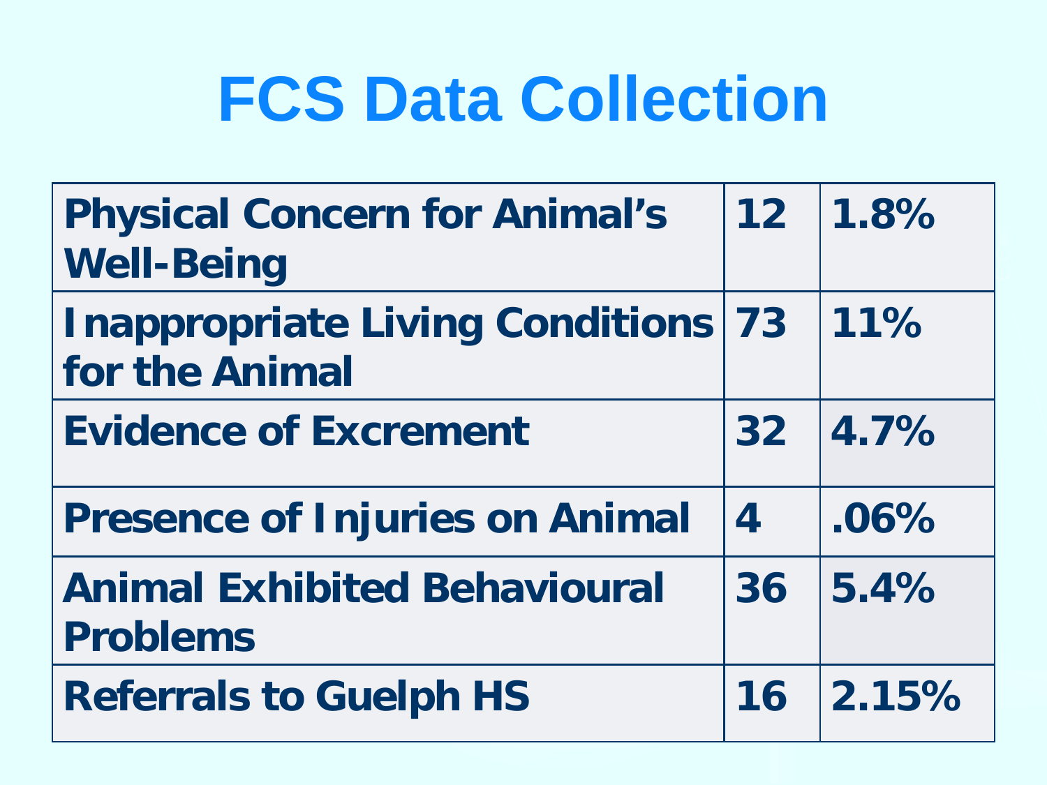# FCS Data Collection

| | | |
|---|---|---|
| Physical Concern for Animal's Well-Being | 12 | 1.8% |
| Inappropriate Living Conditions for the Animal | 73 | 11% |
| Evidence of Excrement | 32 | 4.7% |
| Presence of Injuries on Animal | 4 | .06% |
| Animal Exhibited Behavioural Problems | 36 | 5.4% |
| Referrals to Guelph HS | 16 | 2.15% |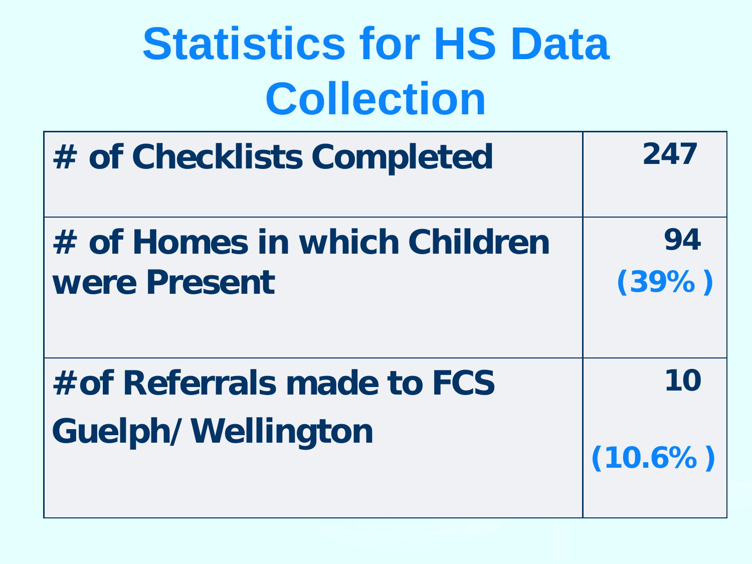# Statistics for HS Data Collection

| # of Checklists Completed | 247 |
|---|---|
| # of Homes in which Children were Present | 94 (39% ) |
| #of Referrals made to FCS Guelph/ Wellington | 10 (10.6% ) |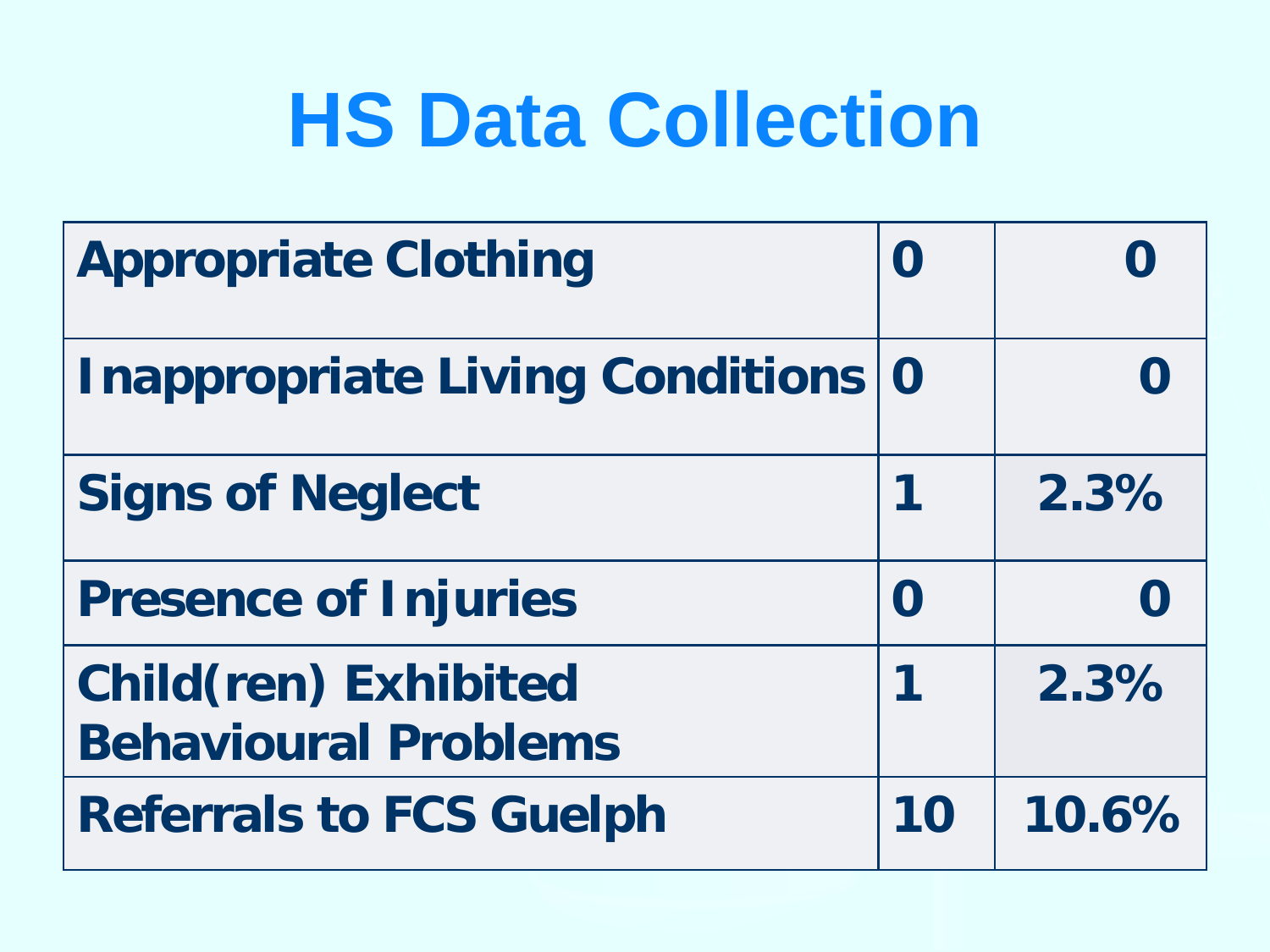# HS Data Collection

| | | |
|---|---|---|
| Appropriate Clothing | 0 | 0 |
| Inappropriate Living Conditions | 0 | 0 |
| Signs of Neglect | 1 | 2.3% |
| Presence of Injuries | 0 | 0 |
| Child(ren) Exhibited Behavioural Problems | 1 | 2.3% |
| Referrals to FCS Guelph | 10 | 10.6% |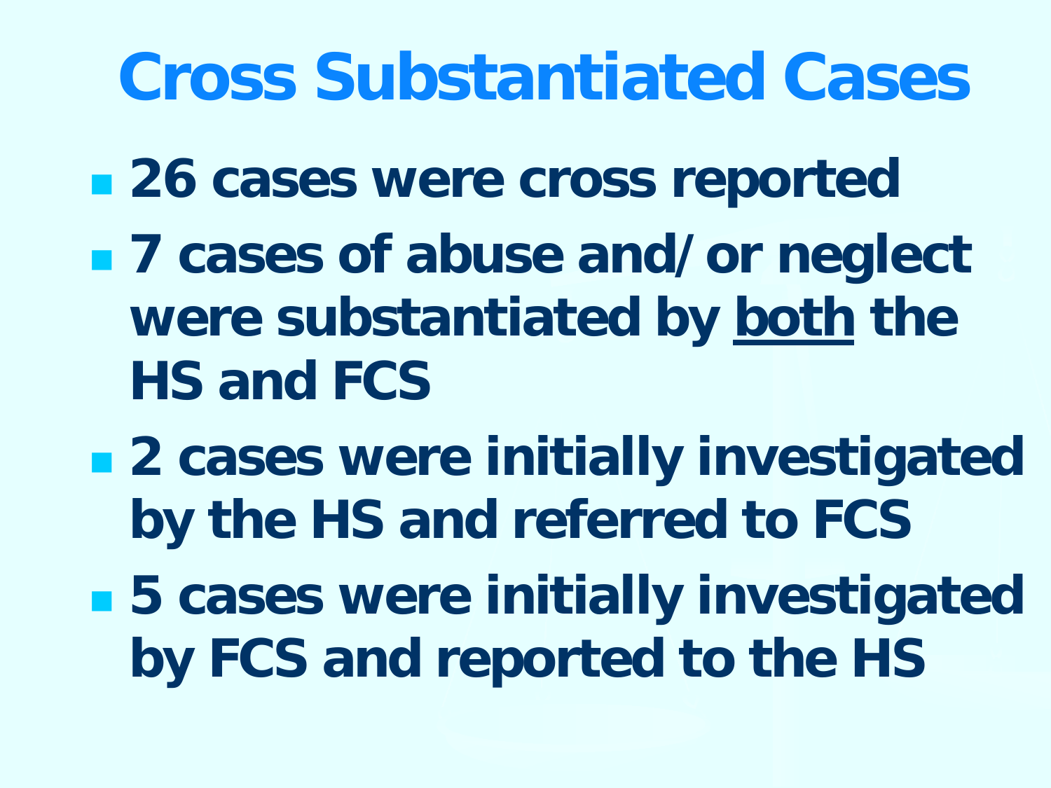# Cross Substantiated Cases

- 26 cases were cross reported
- 7 cases of abuse and/or neglect were substantiated by <u>both</u> the HS and FCS
- 2 cases were initially investigated by the HS and referred to FCS
- 5 cases were initially investigated by FCS and reported to the HS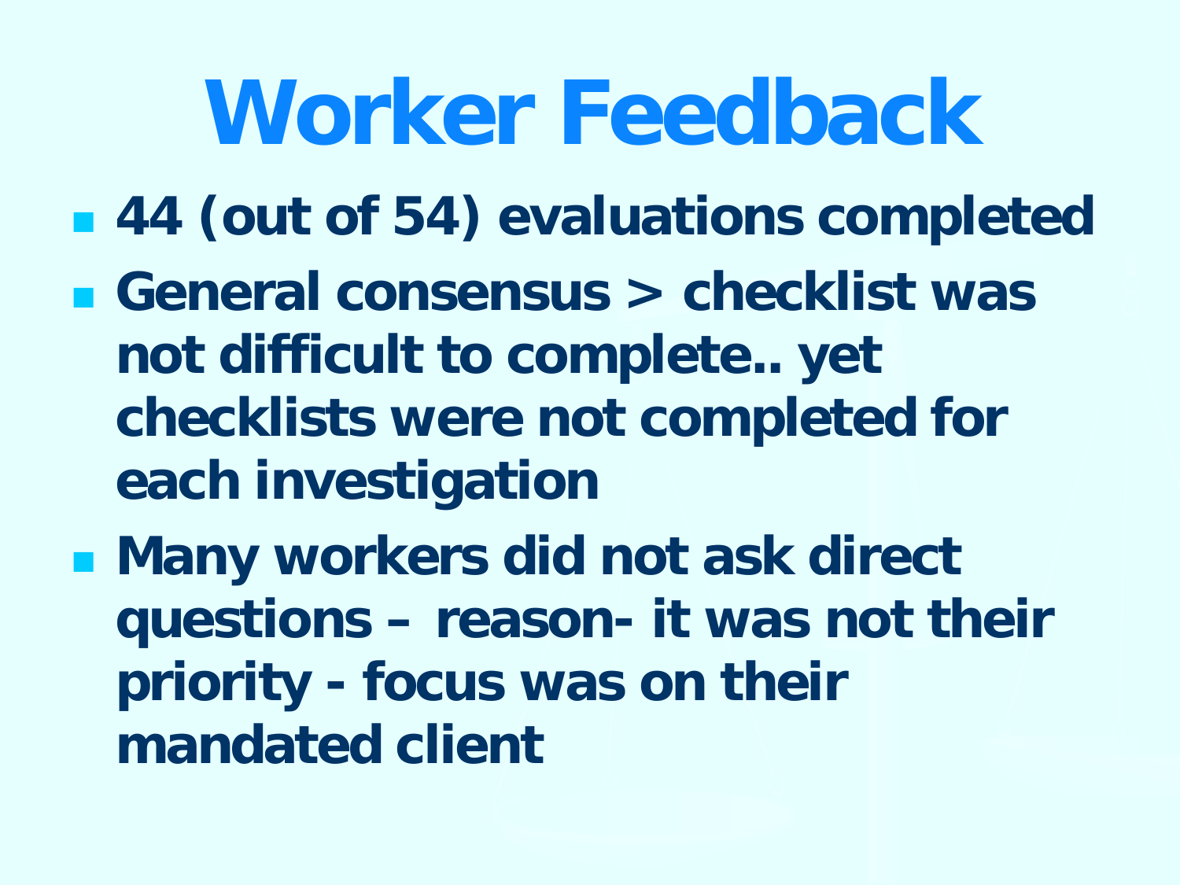# Worker Feedback

- **44 (out of 54) evaluations completed**
- **General consensus > checklist was not difficult to complete.. yet checklists were not completed for each investigation**
- **Many workers did not ask direct questions – reason- it was not their priority - focus was on their mandated client**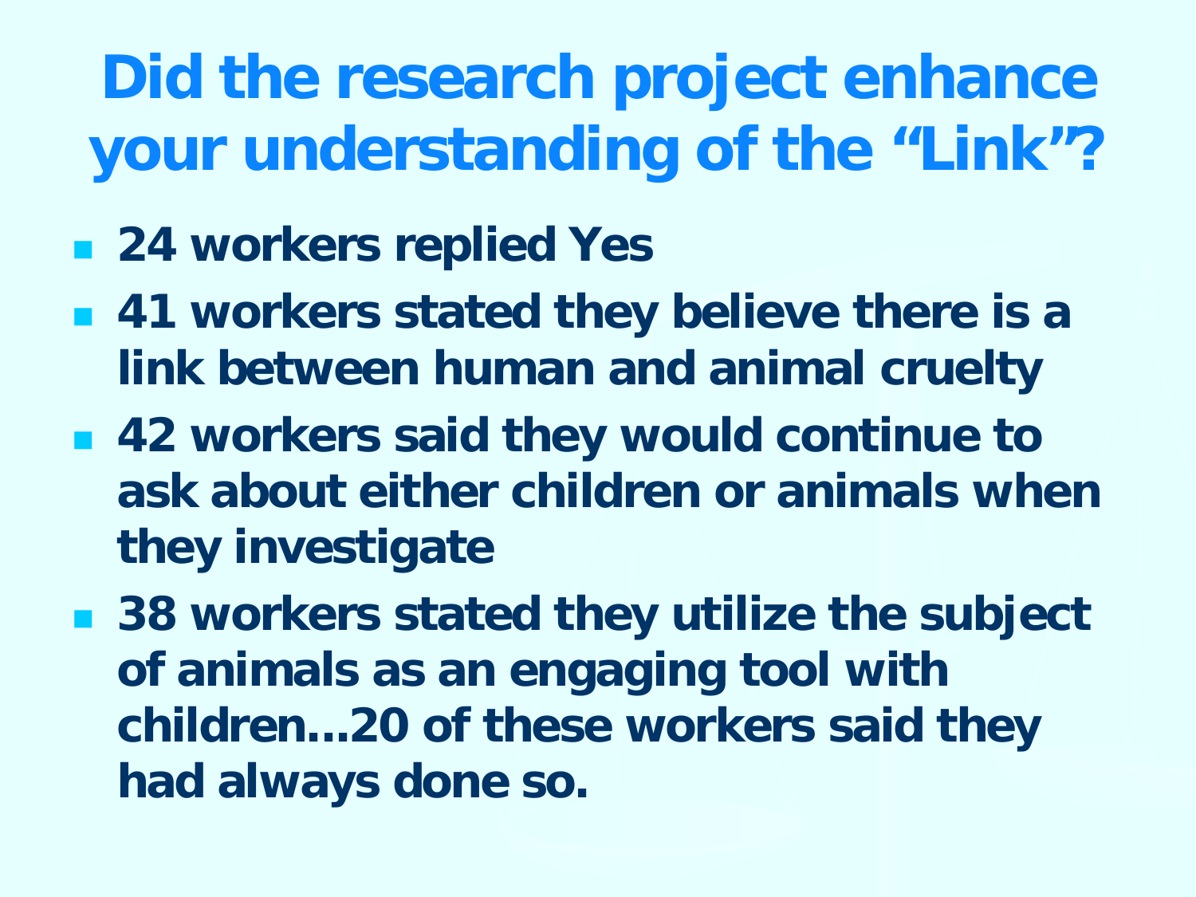# Did the research project enhance your understanding of the "Link"?

- **24 workers replied Yes**
- **41 workers stated they believe there is a link between human and animal cruelty**
- **42 workers said they would continue to ask about either children or animals when they investigate**
- **38 workers stated they utilize the subject of animals as an engaging tool with children…20 of these workers said they had always done so.**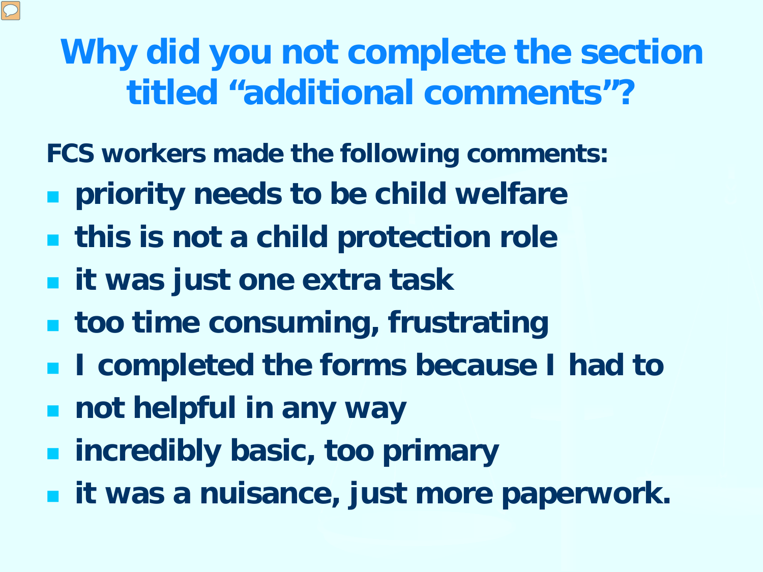# Why did you not complete the section titled "additional comments"?

**FCS workers made the following comments:**

- **priority needs to be child welfare**
- **this is not a child protection role**
- **it was just one extra task**
- **too time consuming, frustrating**
- **I completed the forms because I had to**
- **not helpful in any way**
- **incredibly basic, too primary**
- **it was a nuisance, just more paperwork.**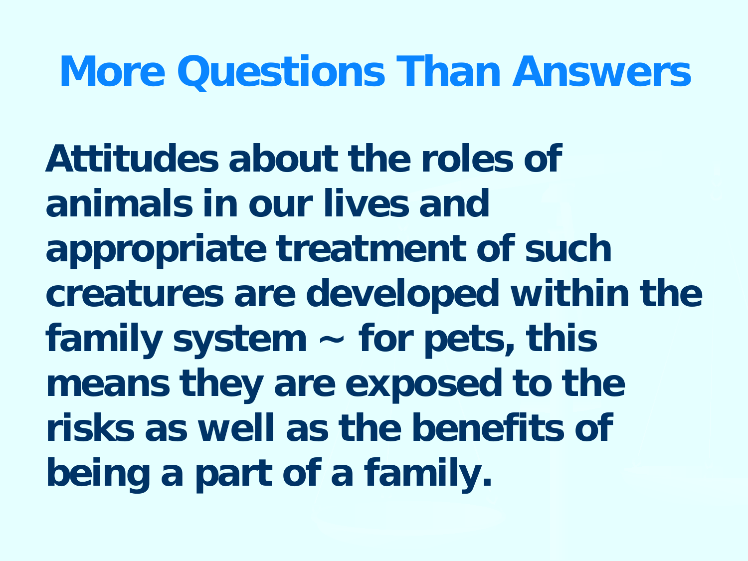# More Questions Than Answers

**Attitudes about the roles of animals in our lives and appropriate treatment of such creatures are developed within the family system ~ for pets, this means they are exposed to the risks as well as the benefits of being a part of a family.**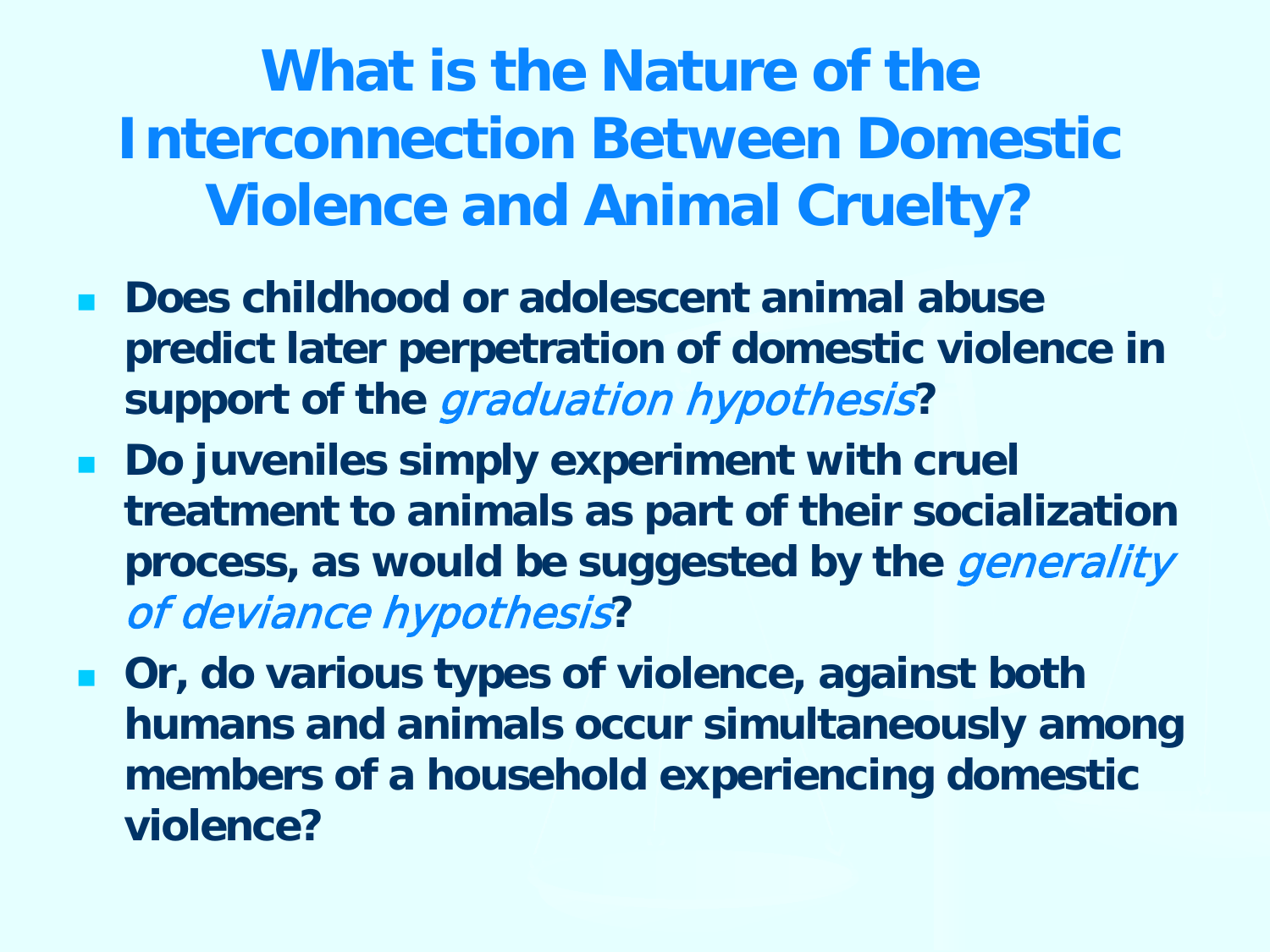# What is the Nature of the Interconnection Between Domestic Violence and Animal Cruelty?

- **Does childhood or adolescent animal abuse predict later perpetration of domestic violence in support of the *graduation hypothesis*?**
- **Do juveniles simply experiment with cruel treatment to animals as part of their socialization process, as would be suggested by the *generality of deviance hypothesis*?**
- **Or, do various types of violence, against both humans and animals occur simultaneously among members of a household experiencing domestic violence?**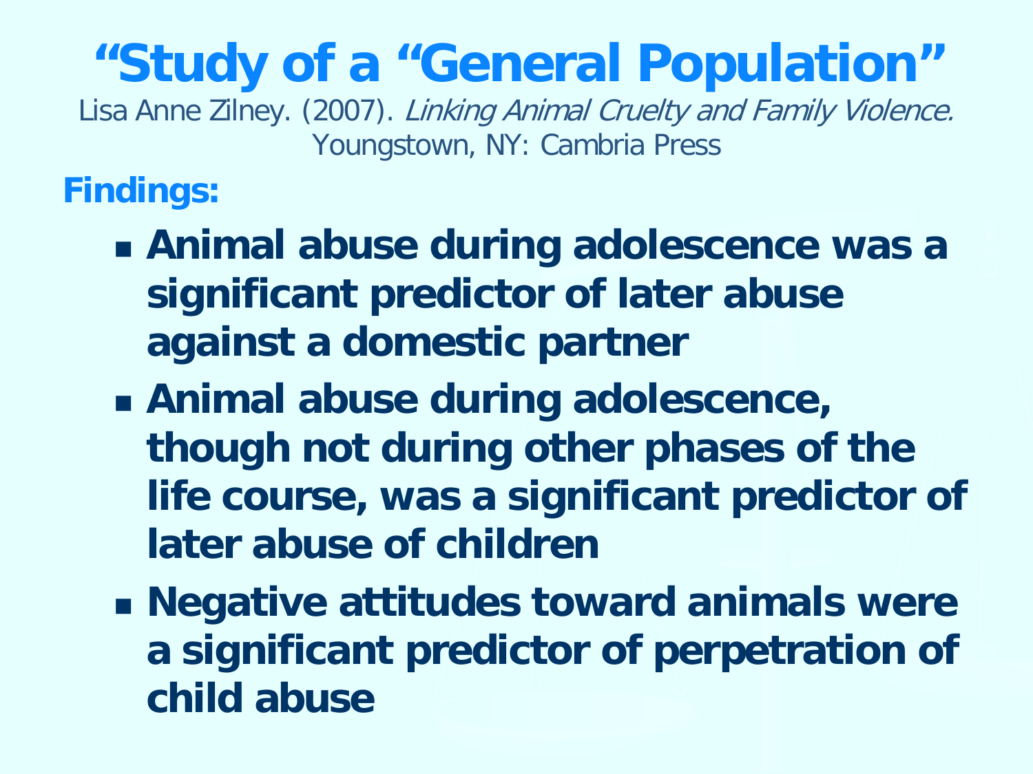# "Study of a "General Population"

Lisa Anne Zilney. (2007). *Linking Animal Cruelty and Family Violence.* Youngstown, NY: Cambria Press

**Findings:**

- **Animal abuse during adolescence was a significant predictor of later abuse against a domestic partner**
- **Animal abuse during adolescence, though not during other phases of the life course, was a significant predictor of later abuse of children**
- **Negative attitudes toward animals were a significant predictor of perpetration of child abuse**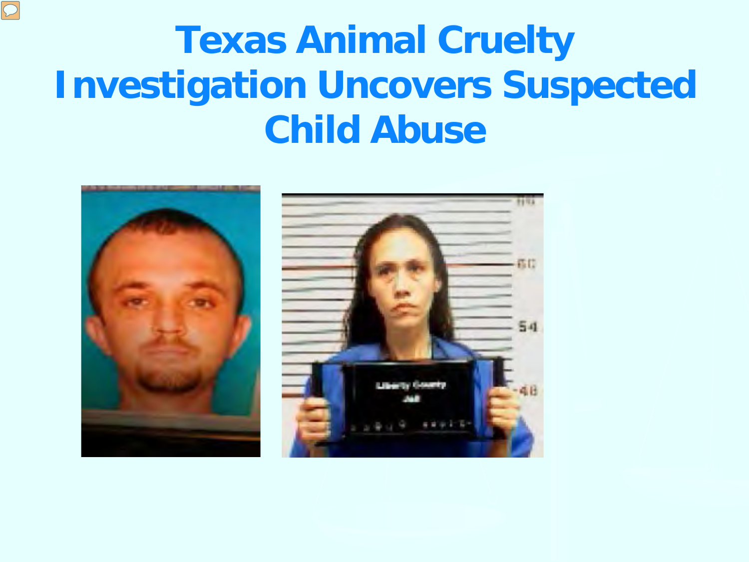# Texas Animal Cruelty Investigation Uncovers Suspected Child Abuse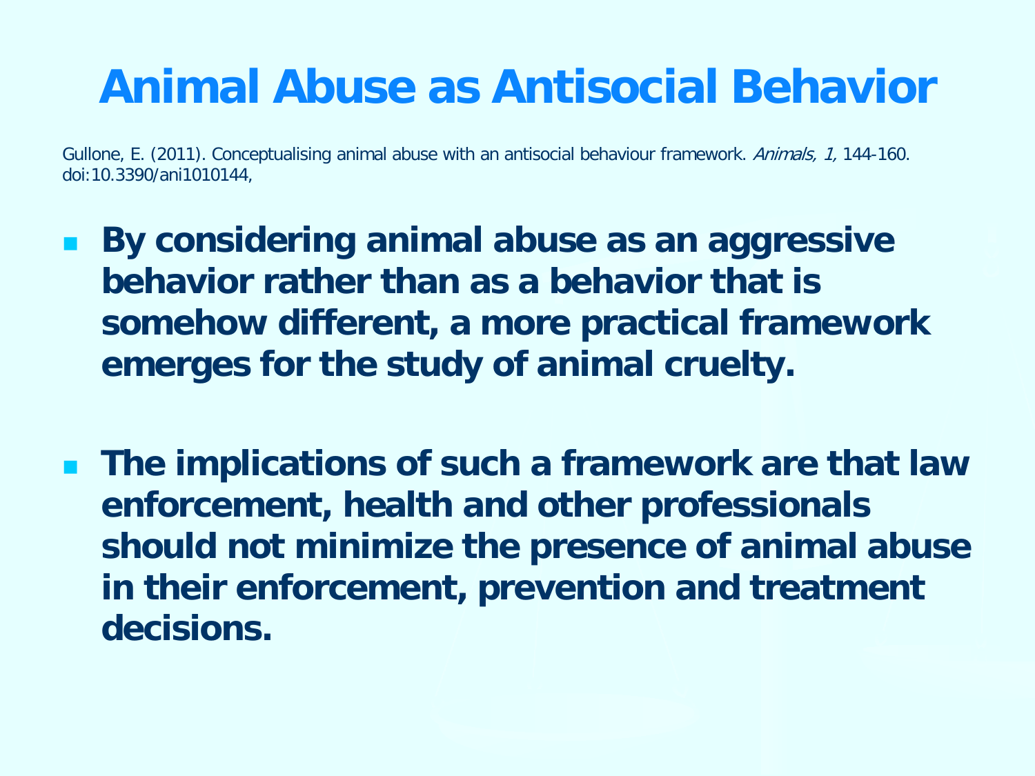# Animal Abuse as Antisocial Behavior

Gullone, E. (2011). Conceptualising animal abuse with an antisocial behaviour framework. *Animals, 1,* 144-160. doi:10.3390/ani1010144,

- **By considering animal abuse as an aggressive behavior rather than as a behavior that is somehow different, a more practical framework emerges for the study of animal cruelty.**

- **The implications of such a framework are that law enforcement, health and other professionals should not minimize the presence of animal abuse in their enforcement, prevention and treatment decisions.**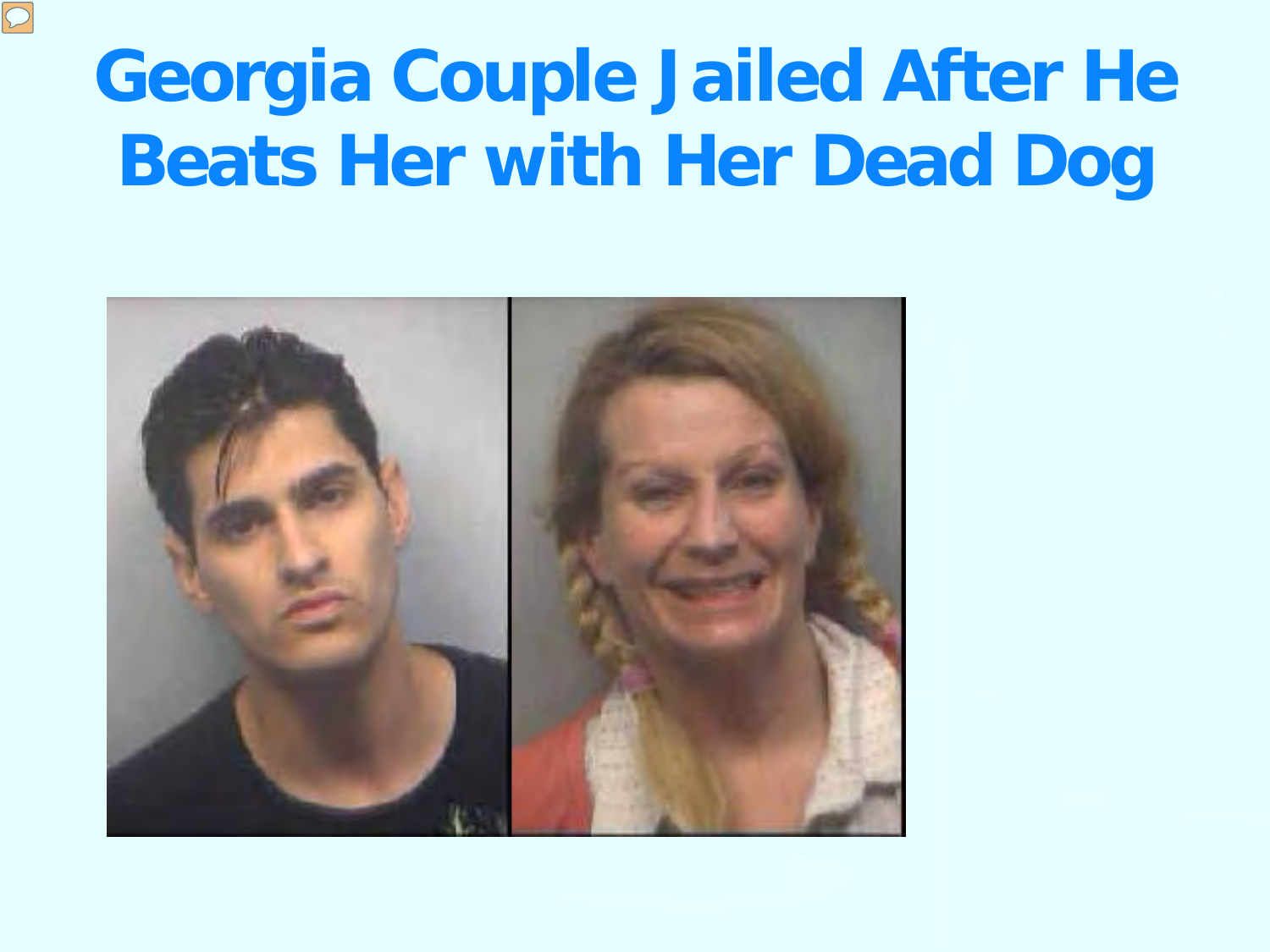# Georgia Couple Jailed After He Beats Her with Her Dead Dog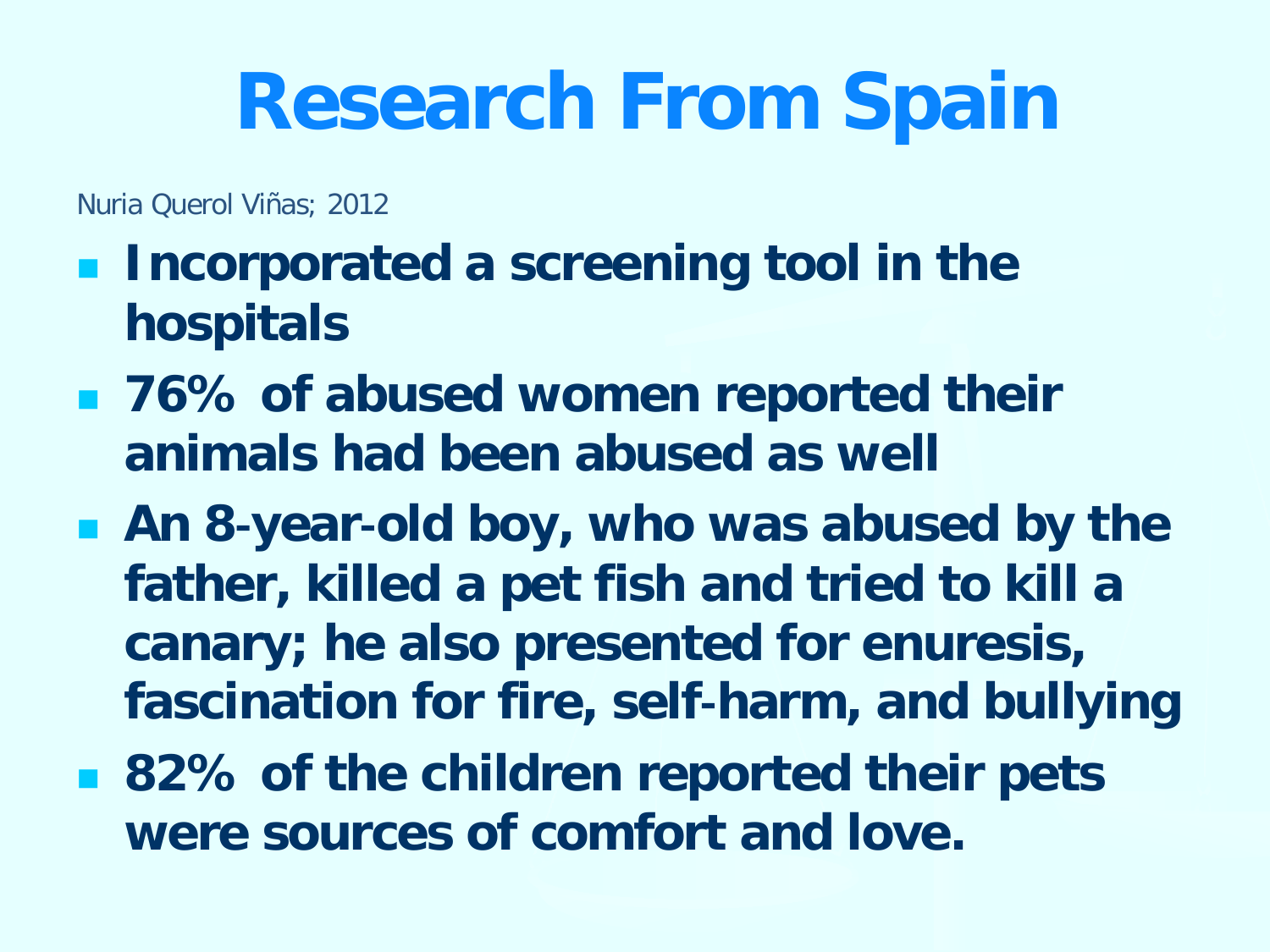# Research From Spain

Nuria Querol Viñas; 2012

- **Incorporated a screening tool in the hospitals**
- **76% of abused women reported their animals had been abused as well**
- **An 8-year-old boy, who was abused by the father, killed a pet fish and tried to kill a canary; he also presented for enuresis, fascination for fire, self-harm, and bullying**
- **82% of the children reported their pets were sources of comfort and love.**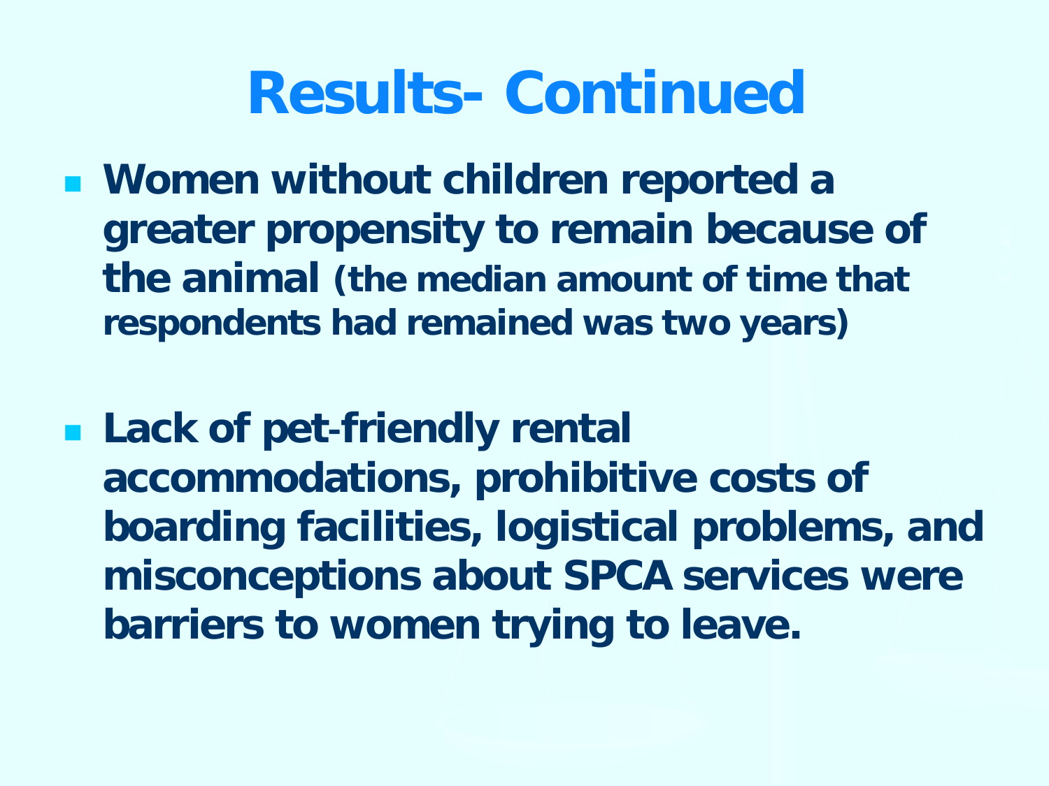# Results- Continued

- **Women without children reported a greater propensity to remain because of the animal** **(the median amount of time that respondents had remained was two years)**

- **Lack of pet-friendly rental accommodations, prohibitive costs of boarding facilities, logistical problems, and misconceptions about SPCA services were barriers to women trying to leave.**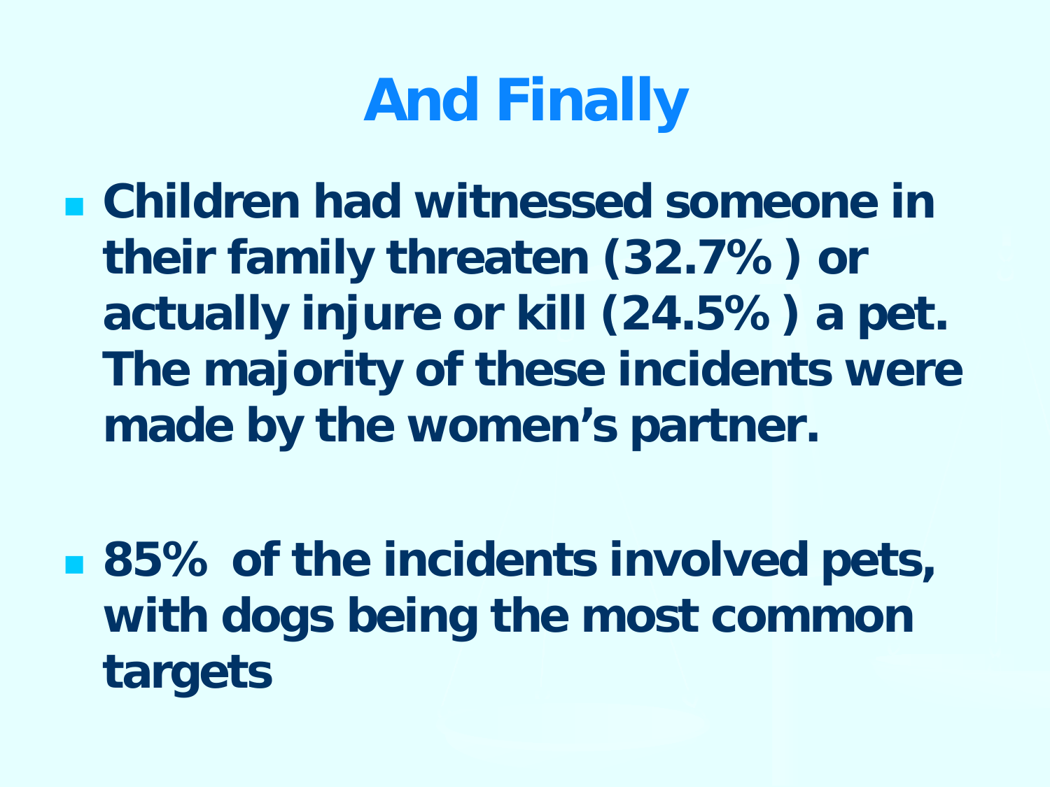# And Finally

- Children had witnessed someone in their family threaten (32.7% ) or actually injure or kill (24.5% ) a pet. The majority of these incidents were made by the women's partner.
- 85% of the incidents involved pets, with dogs being the most common targets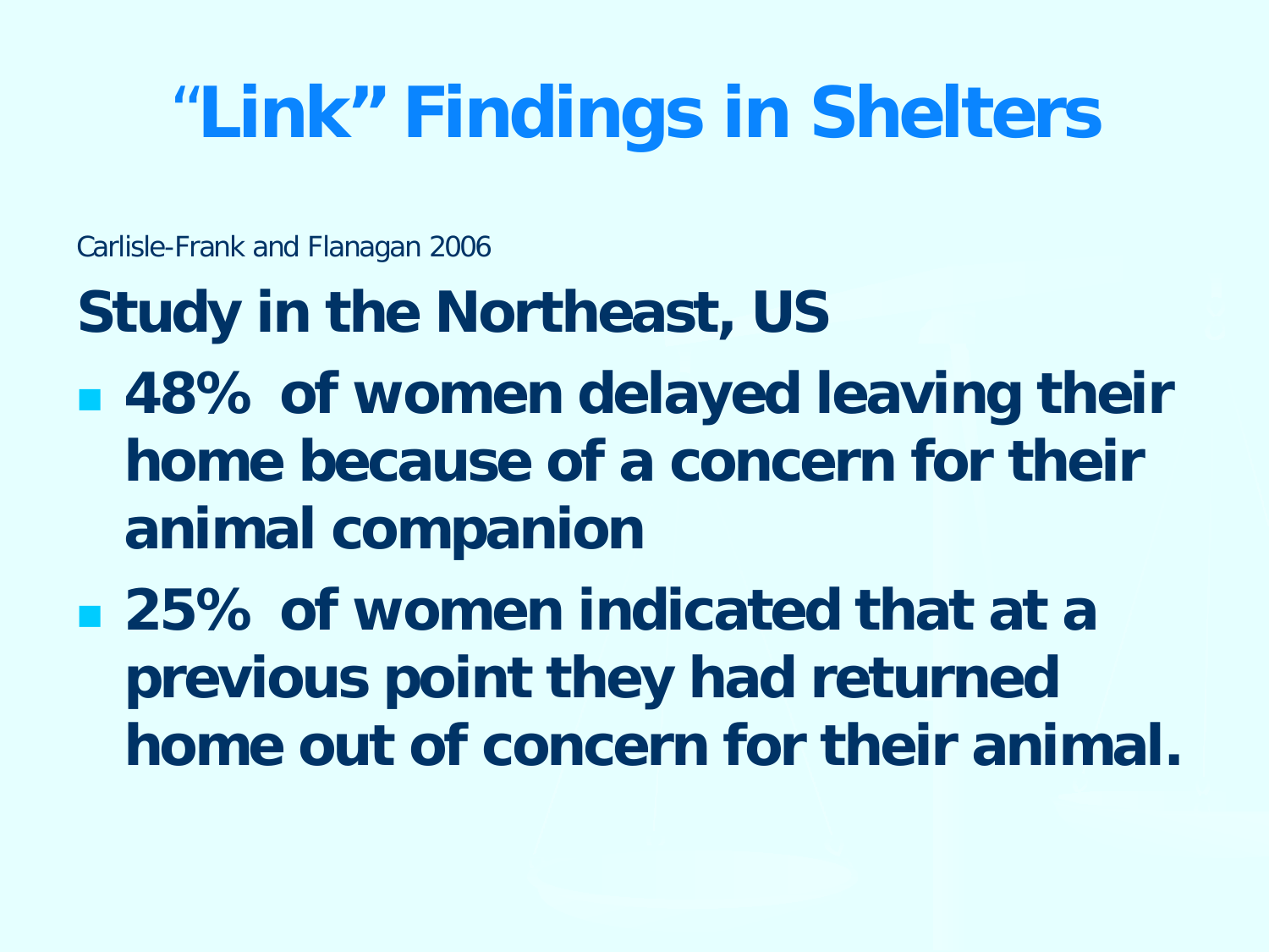# "Link" Findings in Shelters

Carlisle-Frank and Flanagan 2006

**Study in the Northeast, US**

- **48% of women delayed leaving their home because of a concern for their animal companion**
- **25% of women indicated that at a previous point they had returned home out of concern for their animal.**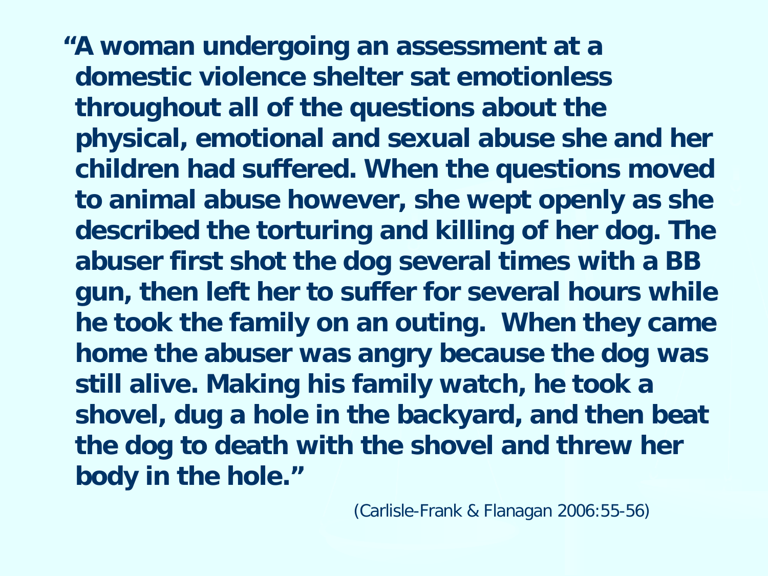**"A woman undergoing an assessment at a domestic violence shelter sat emotionless throughout all of the questions about the physical, emotional and sexual abuse she and her children had suffered. When the questions moved to animal abuse however, she wept openly as she described the torturing and killing of her dog. The abuser first shot the dog several times with a BB gun, then left her to suffer for several hours while he took the family on an outing. When they came home the abuser was angry because the dog was still alive. Making his family watch, he took a shovel, dug a hole in the backyard, and then beat the dog to death with the shovel and threw her body in the hole."**

(Carlisle-Frank & Flanagan 2006:55-56)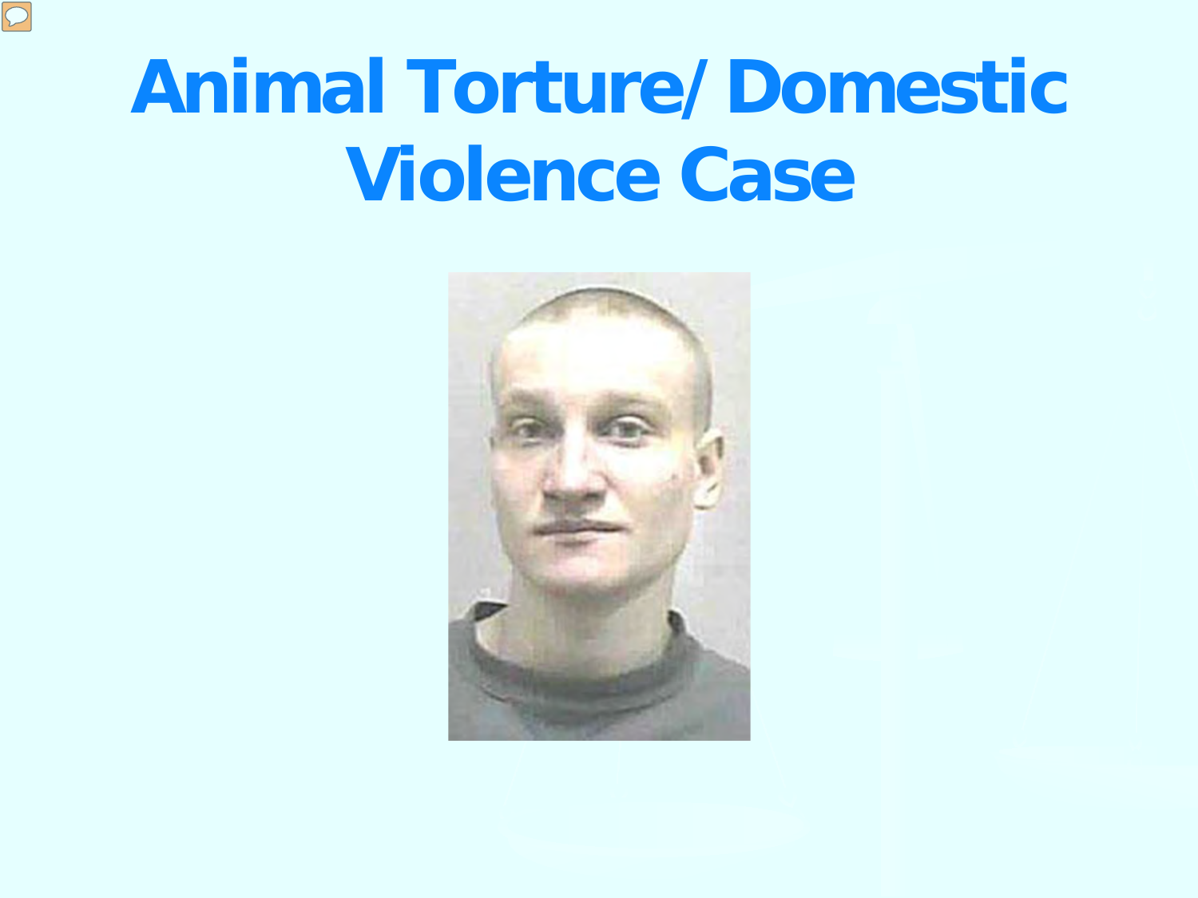# Animal Torture/ Domestic Violence Case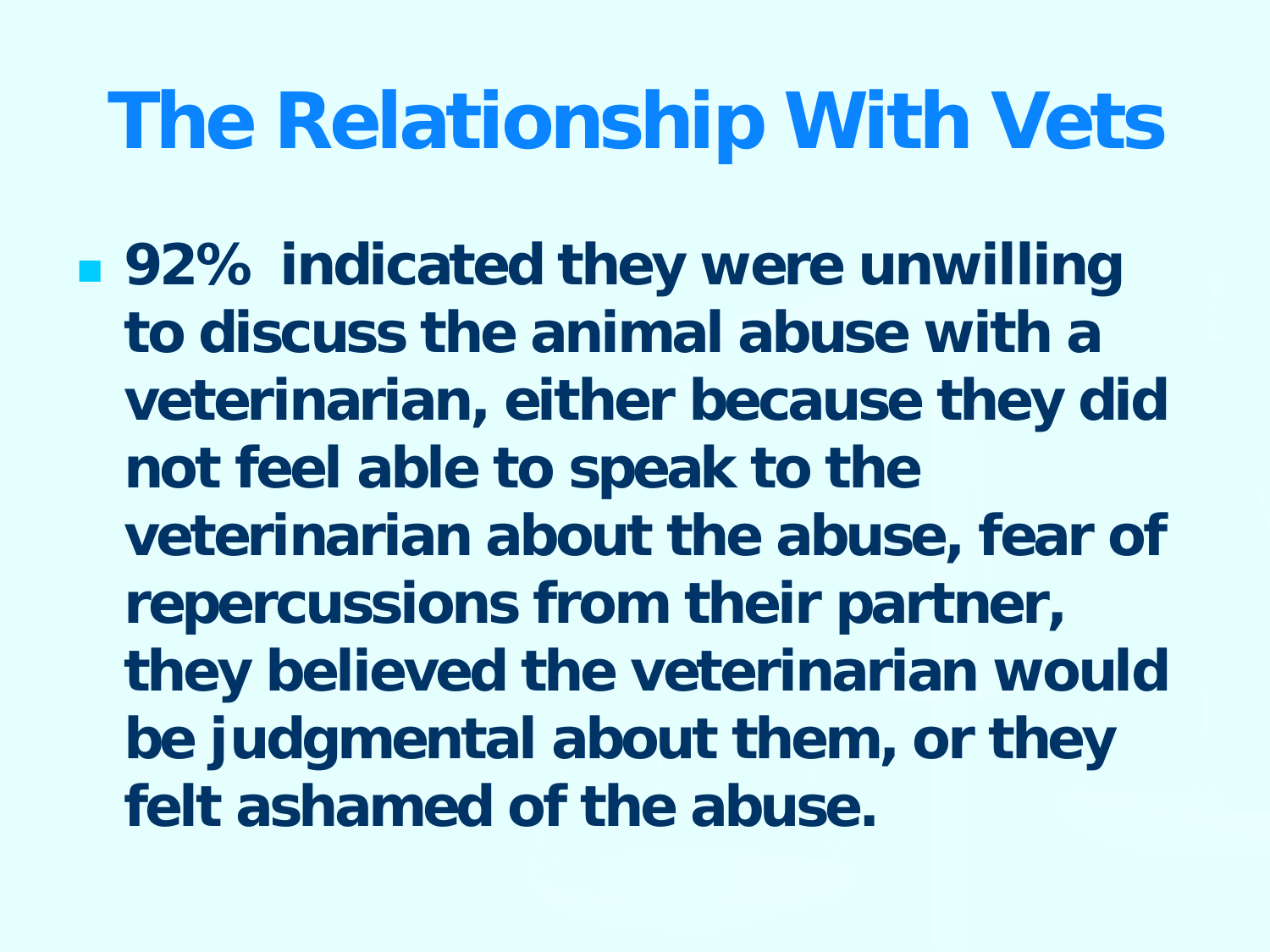# The Relationship With Vets

- **92% indicated they were unwilling to discuss the animal abuse with a veterinarian, either because they did not feel able to speak to the veterinarian about the abuse, fear of repercussions from their partner, they believed the veterinarian would be judgmental about them, or they felt ashamed of the abuse.**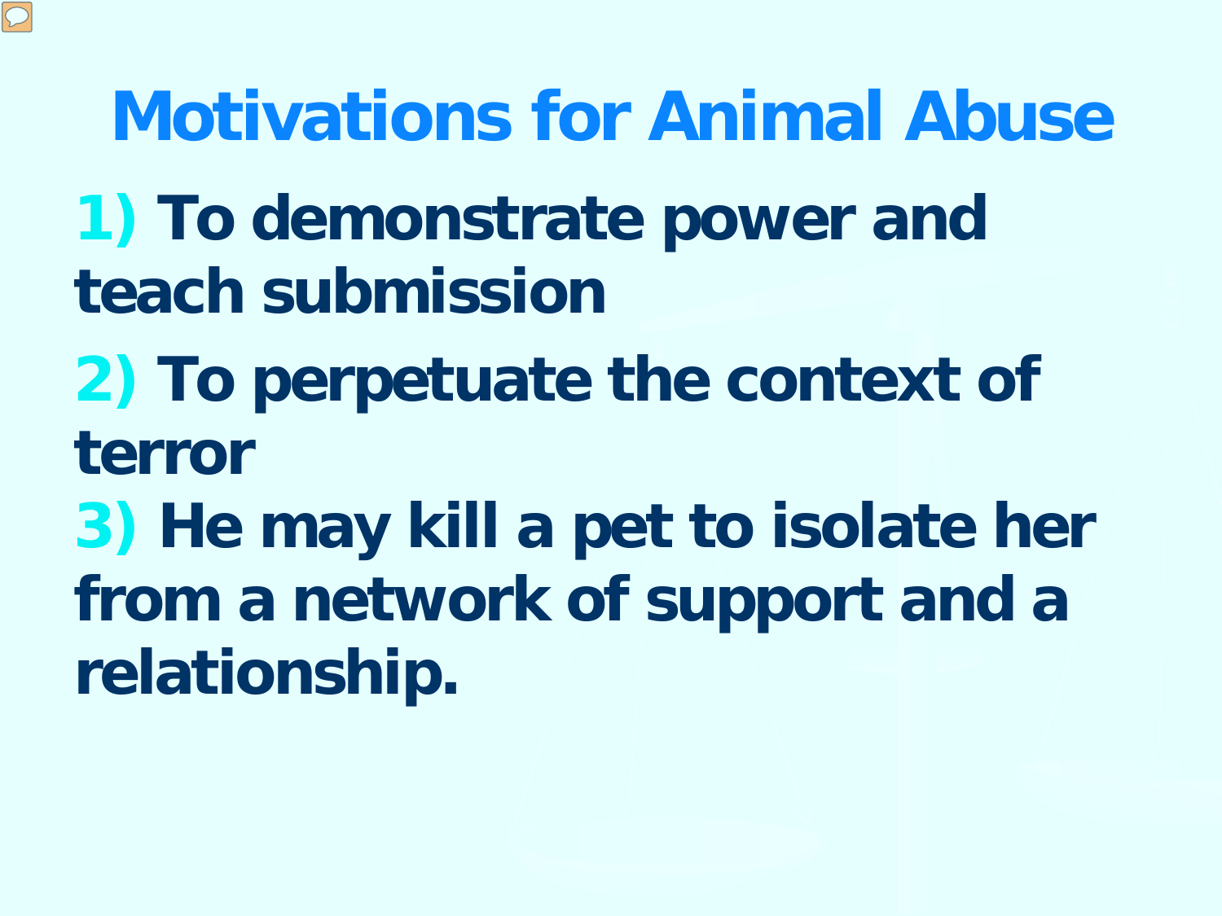# Motivations for Animal Abuse

1) To demonstrate power and teach submission

2) To perpetuate the context of terror

3) He may kill a pet to isolate her from a network of support and a relationship.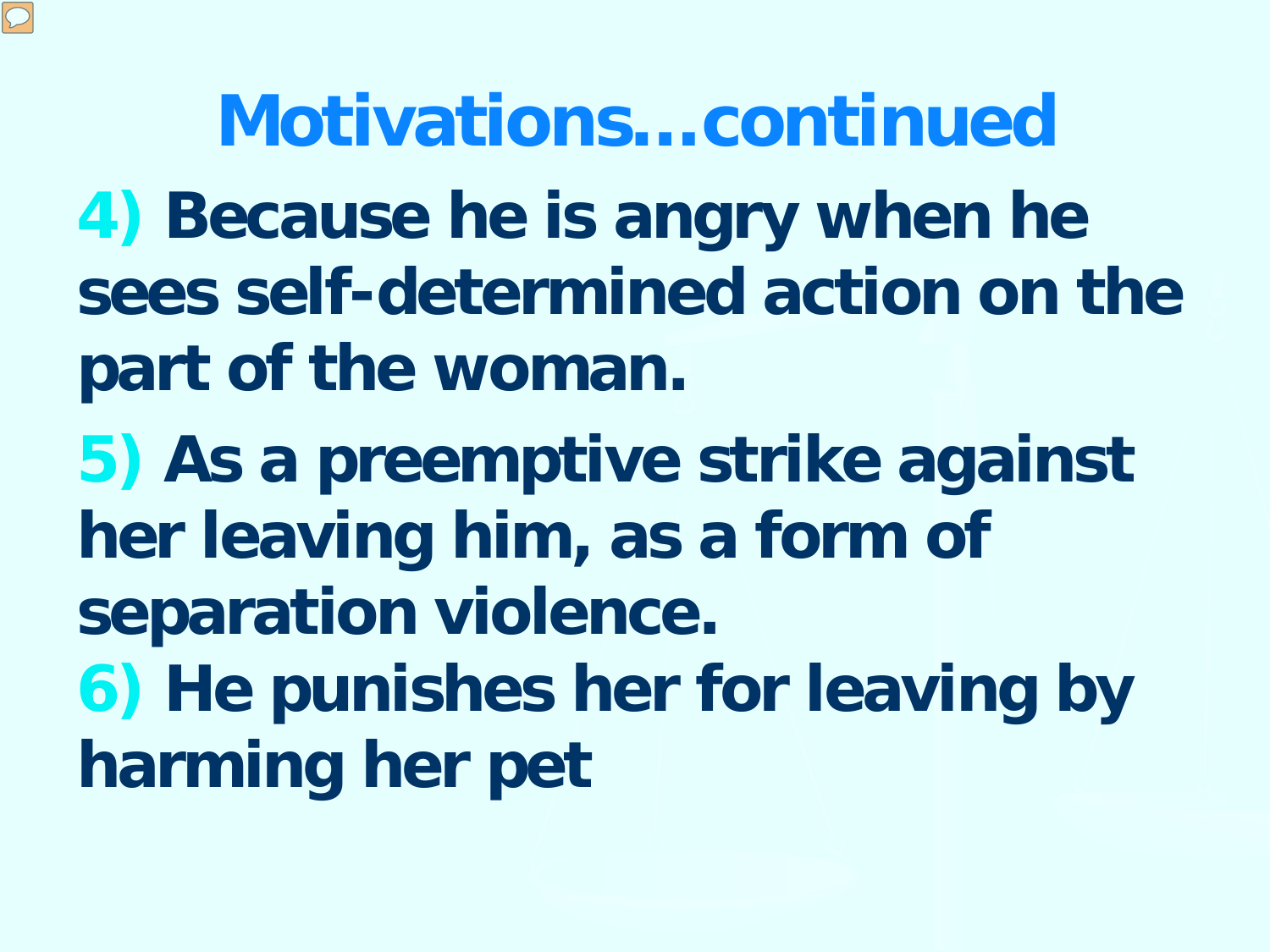# Motivations…continued

4) Because he is angry when he sees self-determined action on the part of the woman.

5) As a preemptive strike against her leaving him, as a form of separation violence.

6) He punishes her for leaving by harming her pet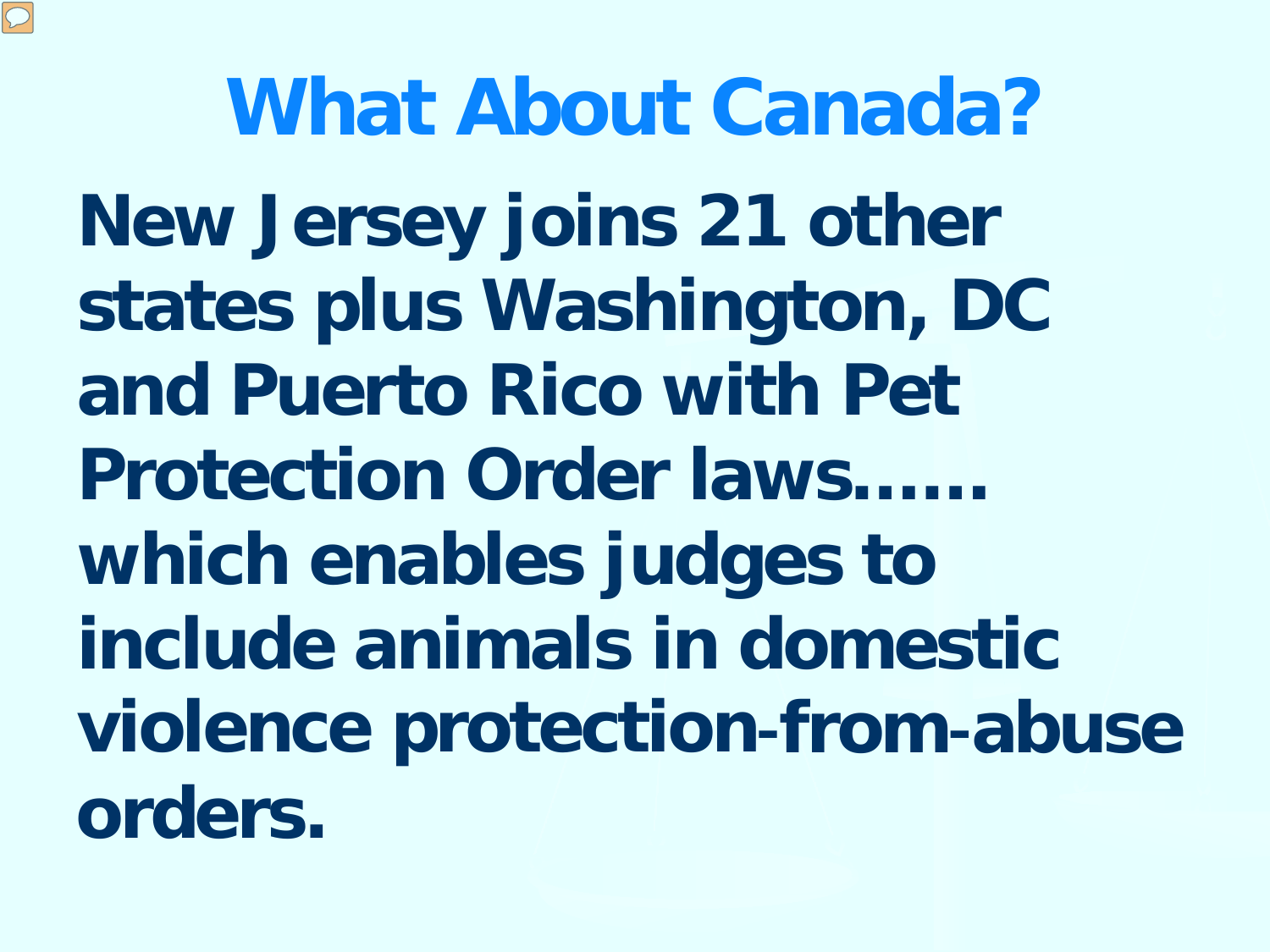# What About Canada?

**New Jersey joins 21 other states plus Washington, DC and Puerto Rico with Pet Protection Order laws……which enables judges to include animals in domestic violence protection-from-abuse orders.**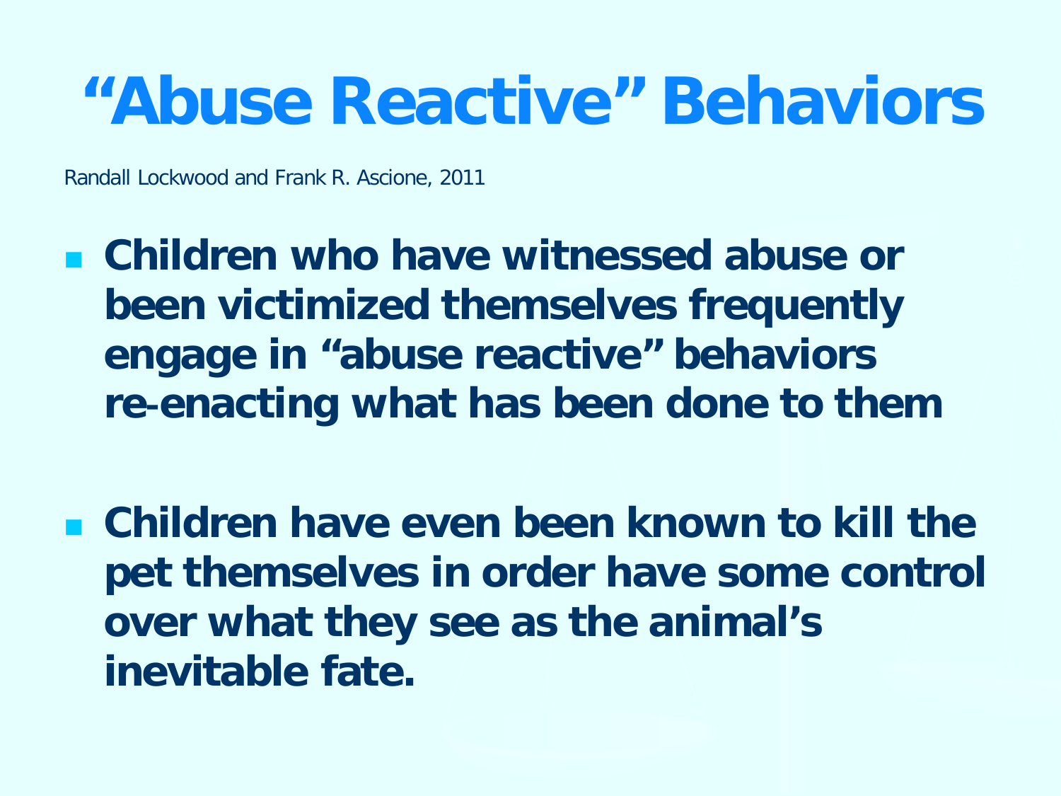# “Abuse Reactive” Behaviors

Randall Lockwood and Frank R. Ascione, 2011

- **Children who have witnessed abuse or been victimized themselves frequently engage in “abuse reactive” behaviors re-enacting what has been done to them**

- **Children have even been known to kill the pet themselves in order have some control over what they see as the animal’s inevitable fate.**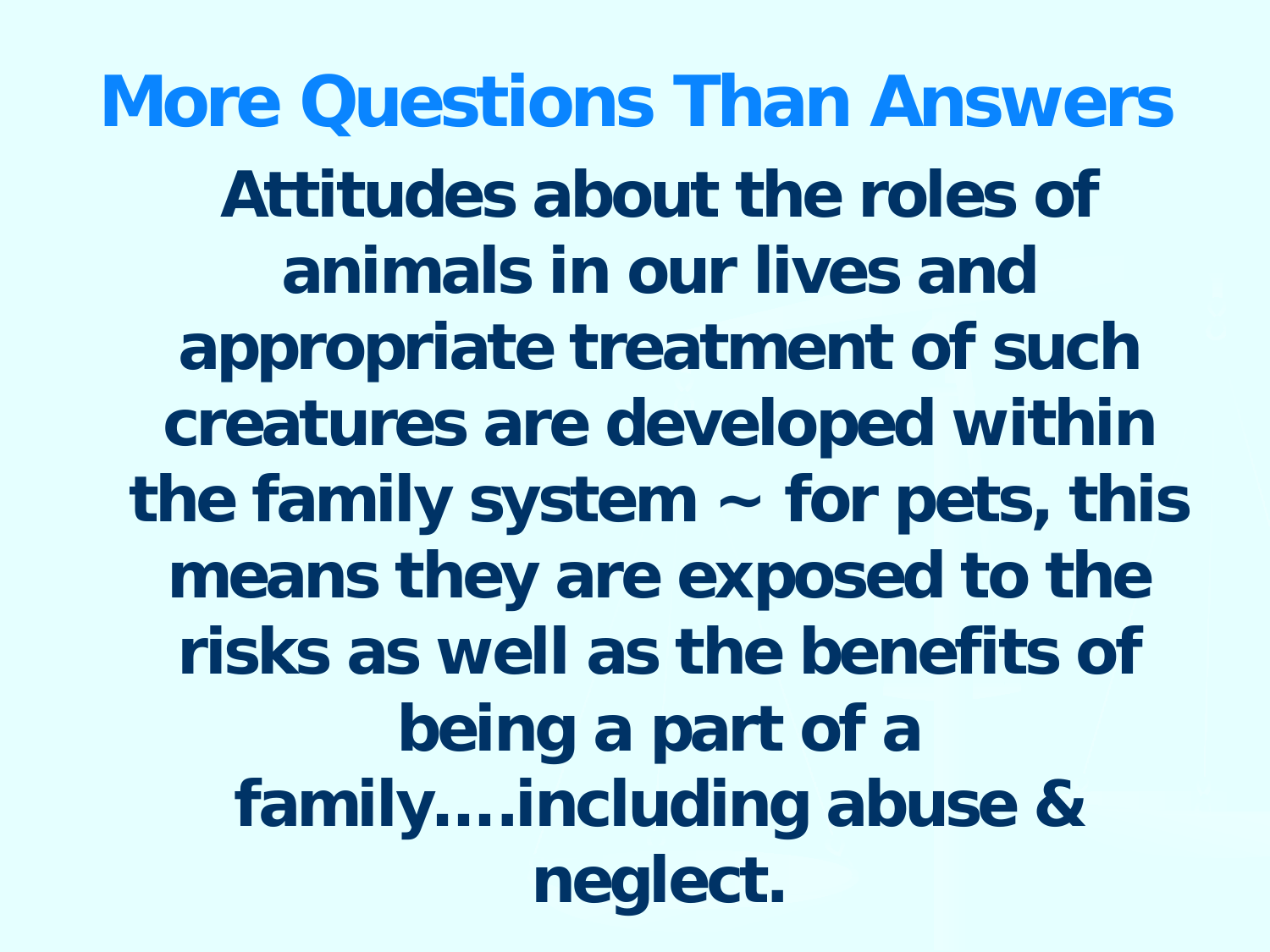# More Questions Than Answers

**Attitudes about the roles of animals in our lives and appropriate treatment of such creatures are developed within the family system ~ for pets, this means they are exposed to the risks as well as the benefits of being a part of a family….including abuse & neglect.**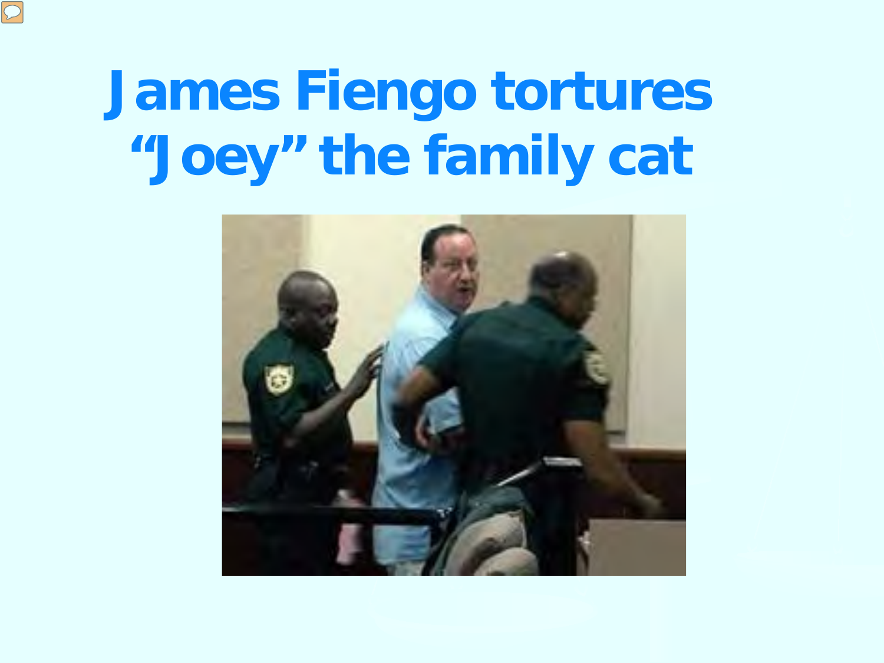# James Fiengo tortures "Joey" the family cat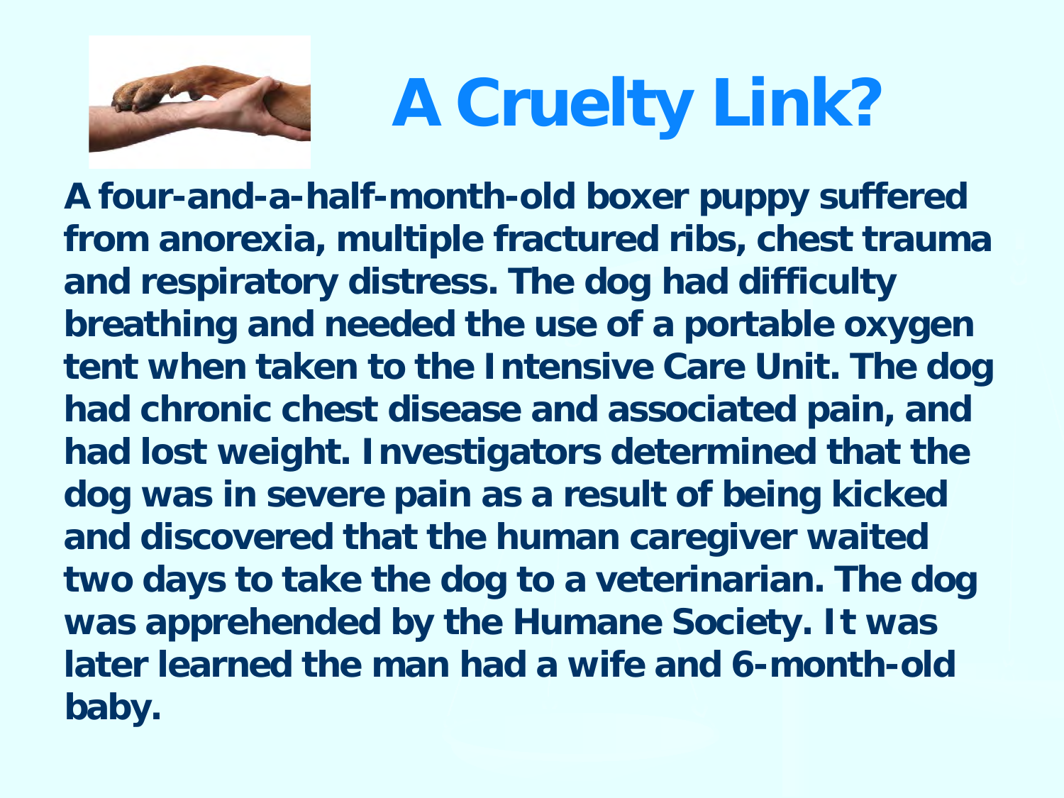# A Cruelty Link?

**A four-and-a-half-month-old boxer puppy suffered from anorexia, multiple fractured ribs, chest trauma and respiratory distress. The dog had difficulty breathing and needed the use of a portable oxygen tent when taken to the Intensive Care Unit. The dog had chronic chest disease and associated pain, and had lost weight. Investigators determined that the dog was in severe pain as a result of being kicked and discovered that the human caregiver waited two days to take the dog to a veterinarian. The dog was apprehended by the Humane Society. It was later learned the man had a wife and 6-month-old baby.**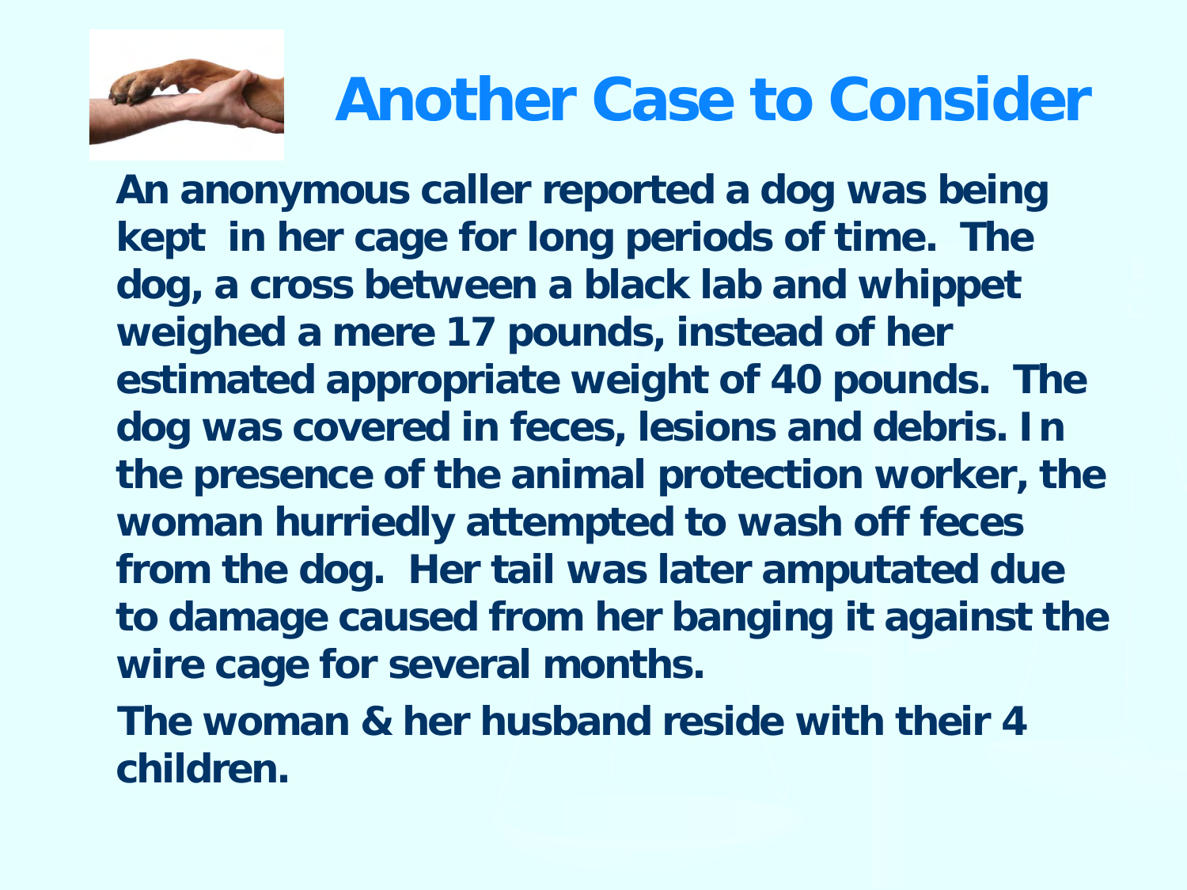# Another Case to Consider

**An anonymous caller reported a dog was being kept in her cage for long periods of time. The dog, a cross between a black lab and whippet weighed a mere 17 pounds, instead of her estimated appropriate weight of 40 pounds. The dog was covered in feces, lesions and debris. In the presence of the animal protection worker, the woman hurriedly attempted to wash off feces from the dog. Her tail was later amputated due to damage caused from her banging it against the wire cage for several months.**

**The woman & her husband reside with their 4 children.**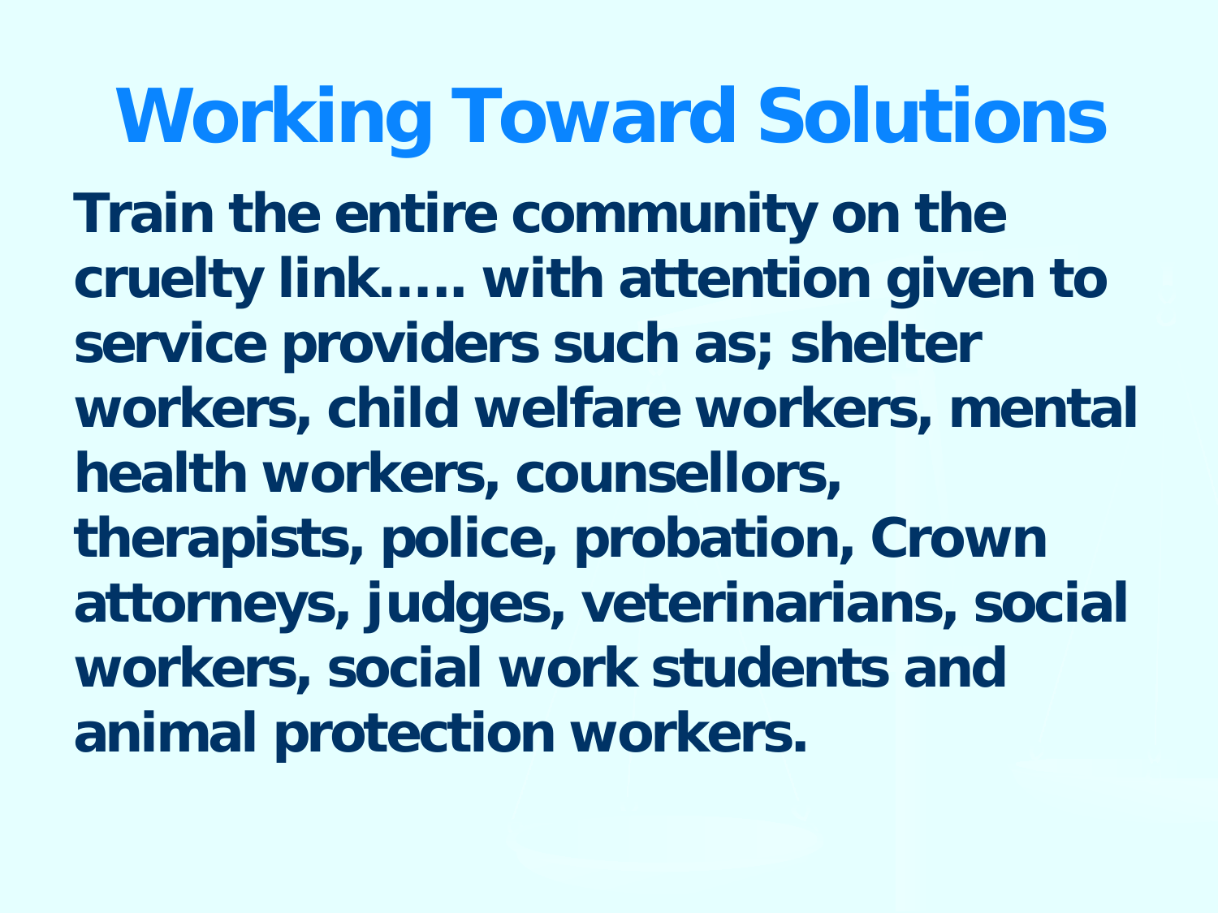# Working Toward Solutions

**Train the entire community on the cruelty link….. with attention given to service providers such as; shelter workers, child welfare workers, mental health workers, counsellors, therapists, police, probation, Crown attorneys, judges, veterinarians, social workers, social work students and animal protection workers.**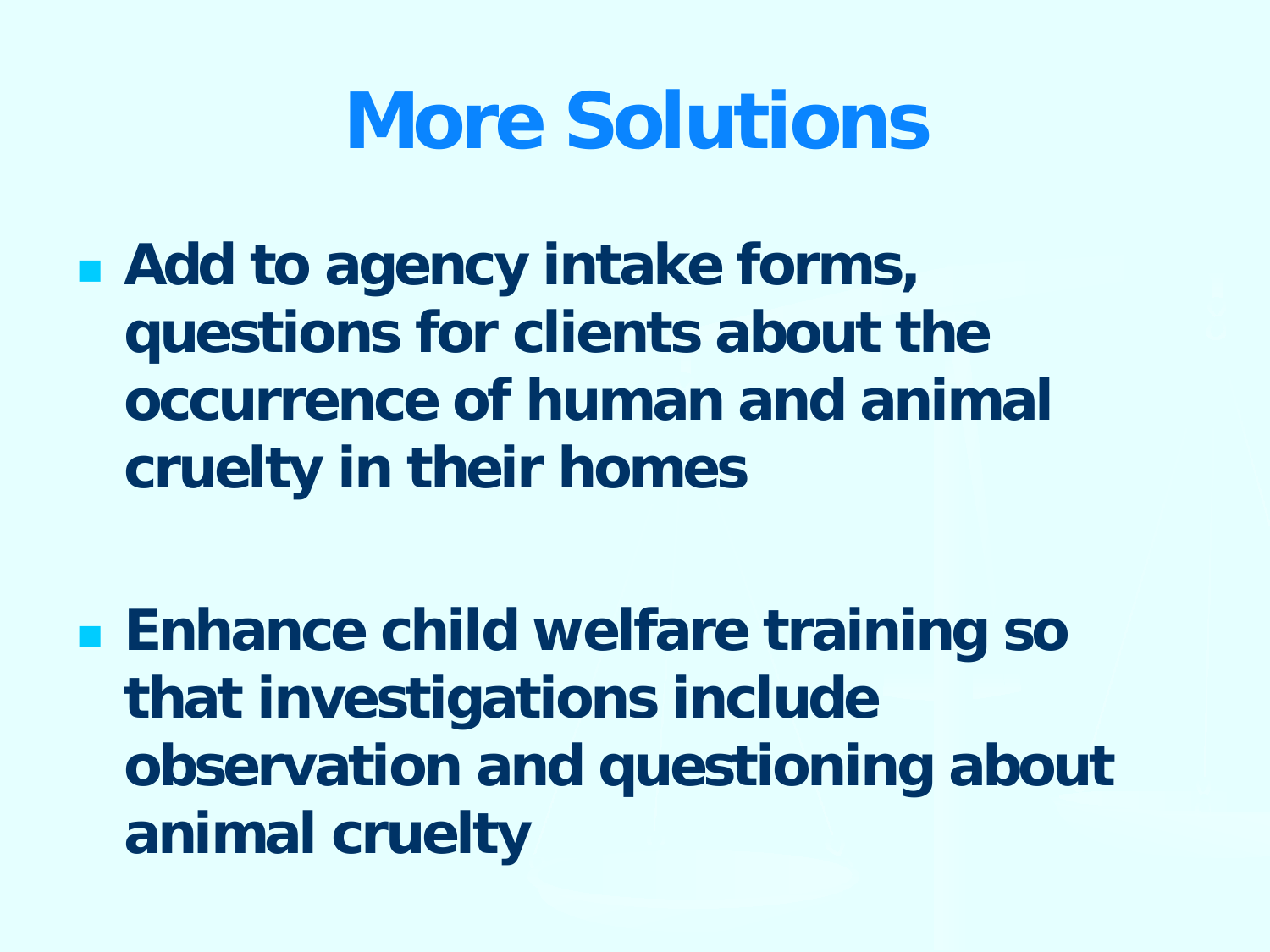# More Solutions

- **Add to agency intake forms, questions for clients about the occurrence of human and animal cruelty in their homes**

- **Enhance child welfare training so that investigations include observation and questioning about animal cruelty**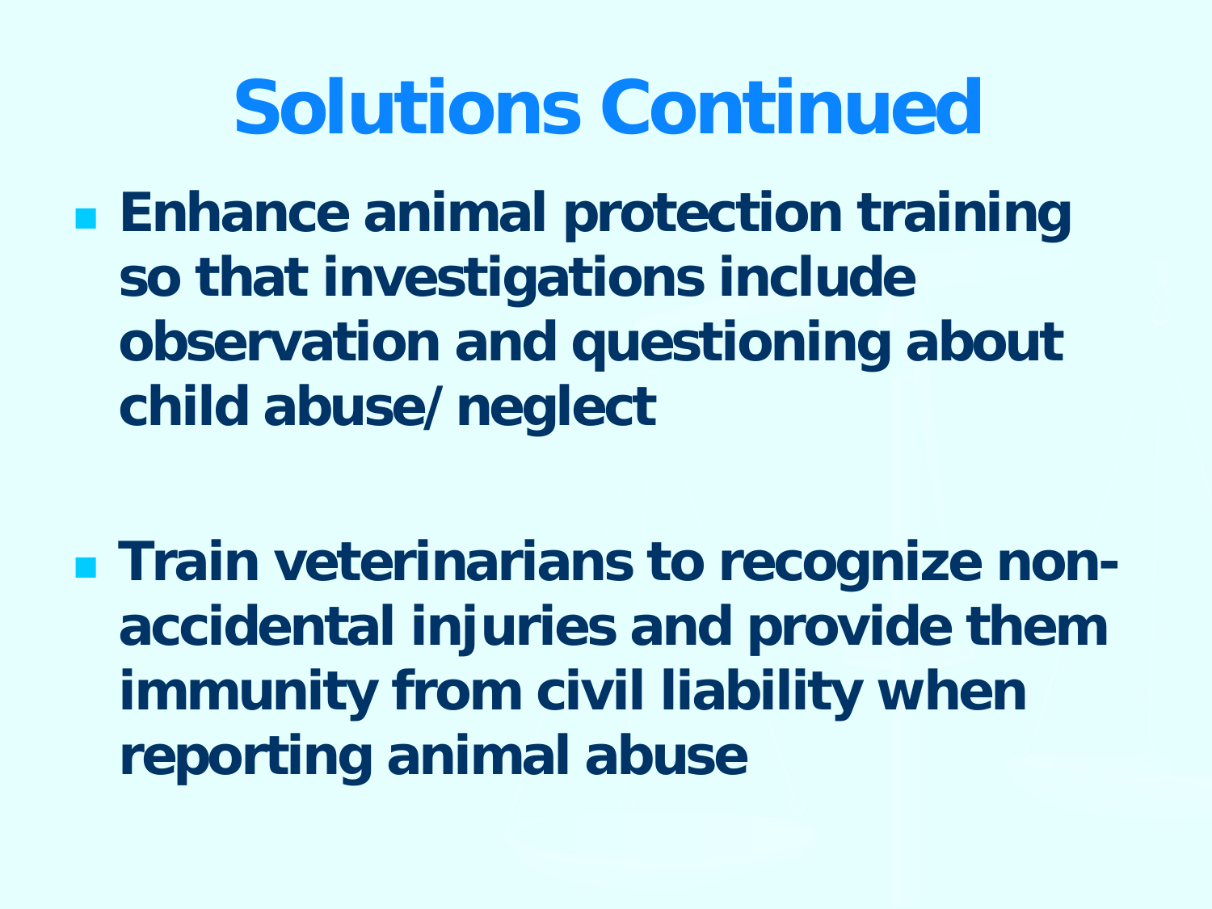# Solutions Continued

- **Enhance animal protection training so that investigations include observation and questioning about child abuse/ neglect**

- **Train veterinarians to recognize non-accidental injuries and provide them immunity from civil liability when reporting animal abuse**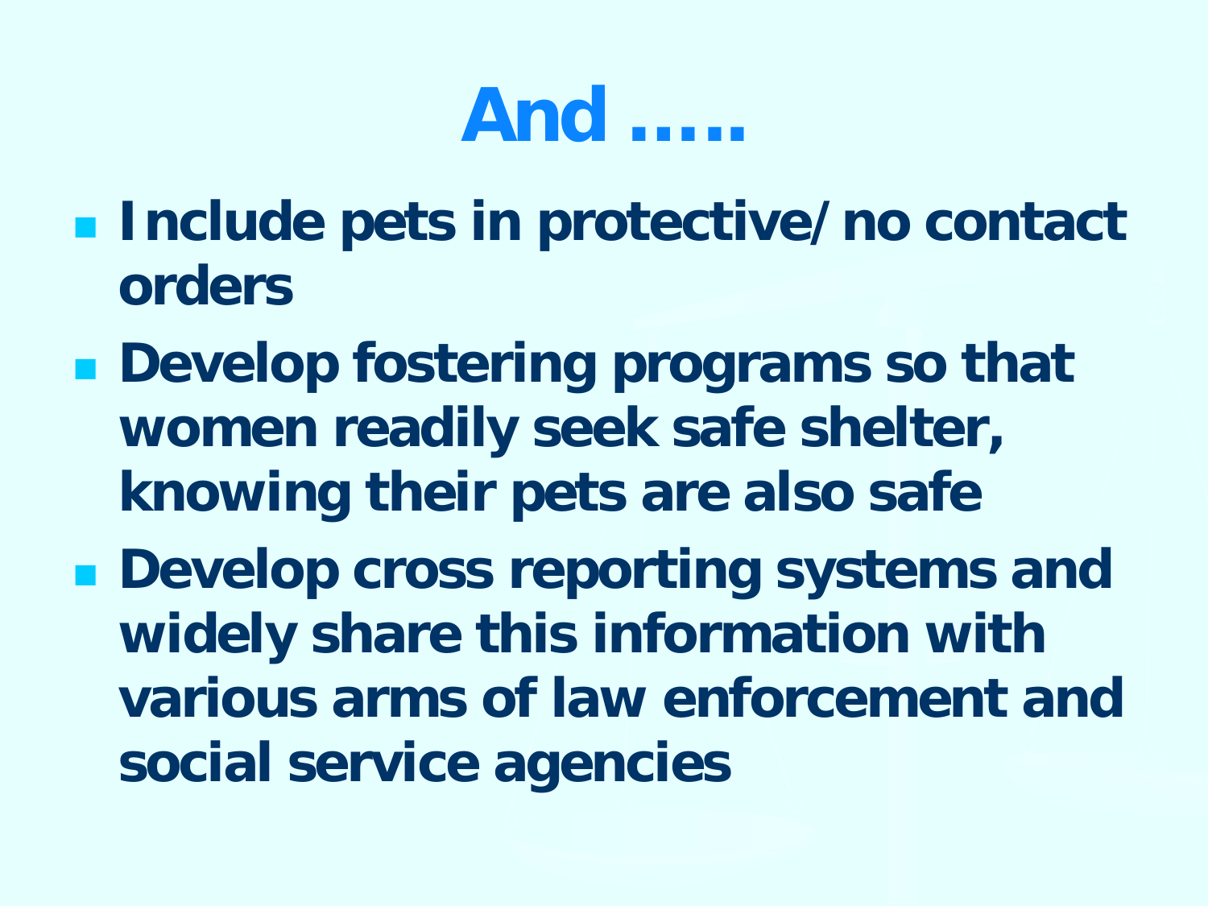# And …..

- Include pets in protective/no contact orders
- Develop fostering programs so that women readily seek safe shelter, knowing their pets are also safe
- Develop cross reporting systems and widely share this information with various arms of law enforcement and social service agencies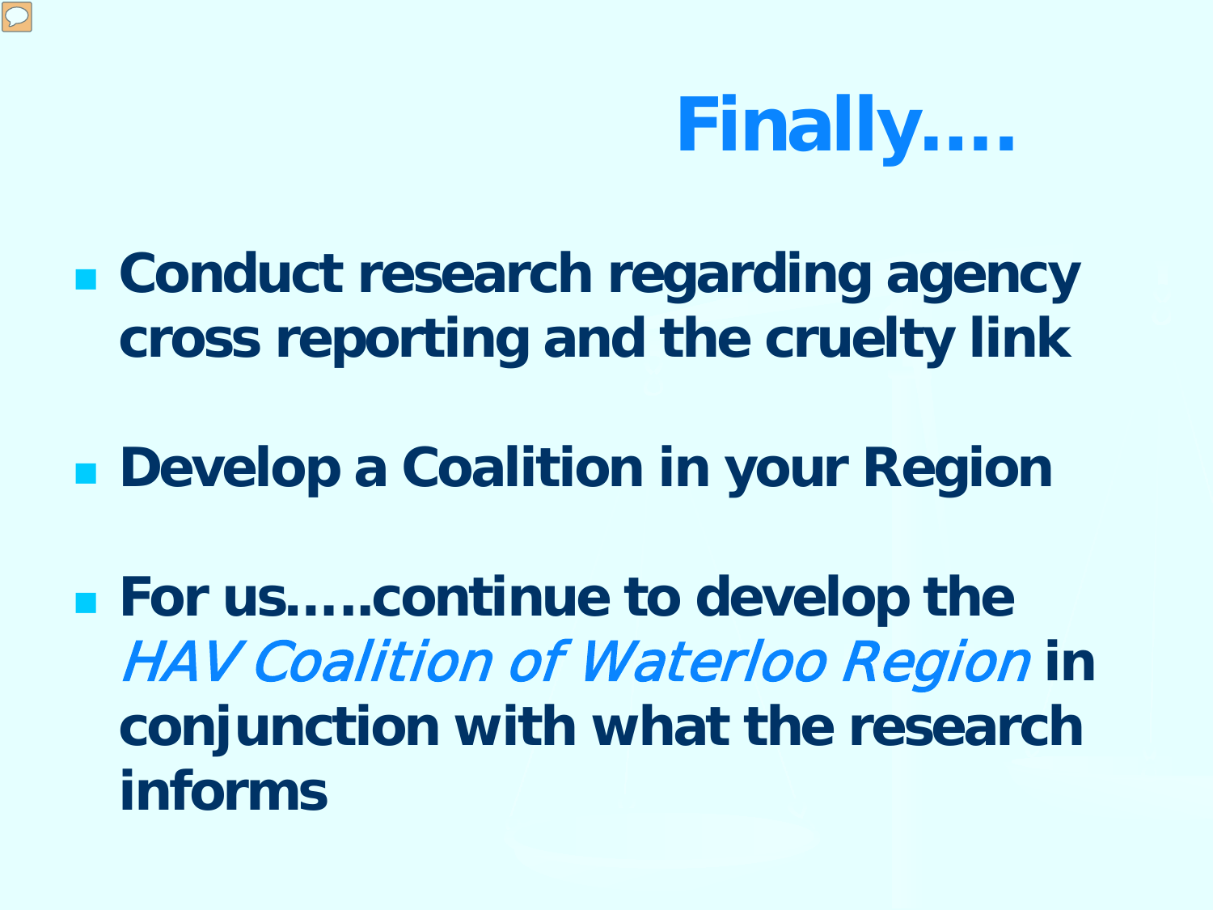# Finally….

- **Conduct research regarding agency cross reporting and the cruelty link**
- **Develop a Coalition in your Region**
- **For us…..continue to develop the** *HAV Coalition of Waterloo Region* **in conjunction with what the research informs**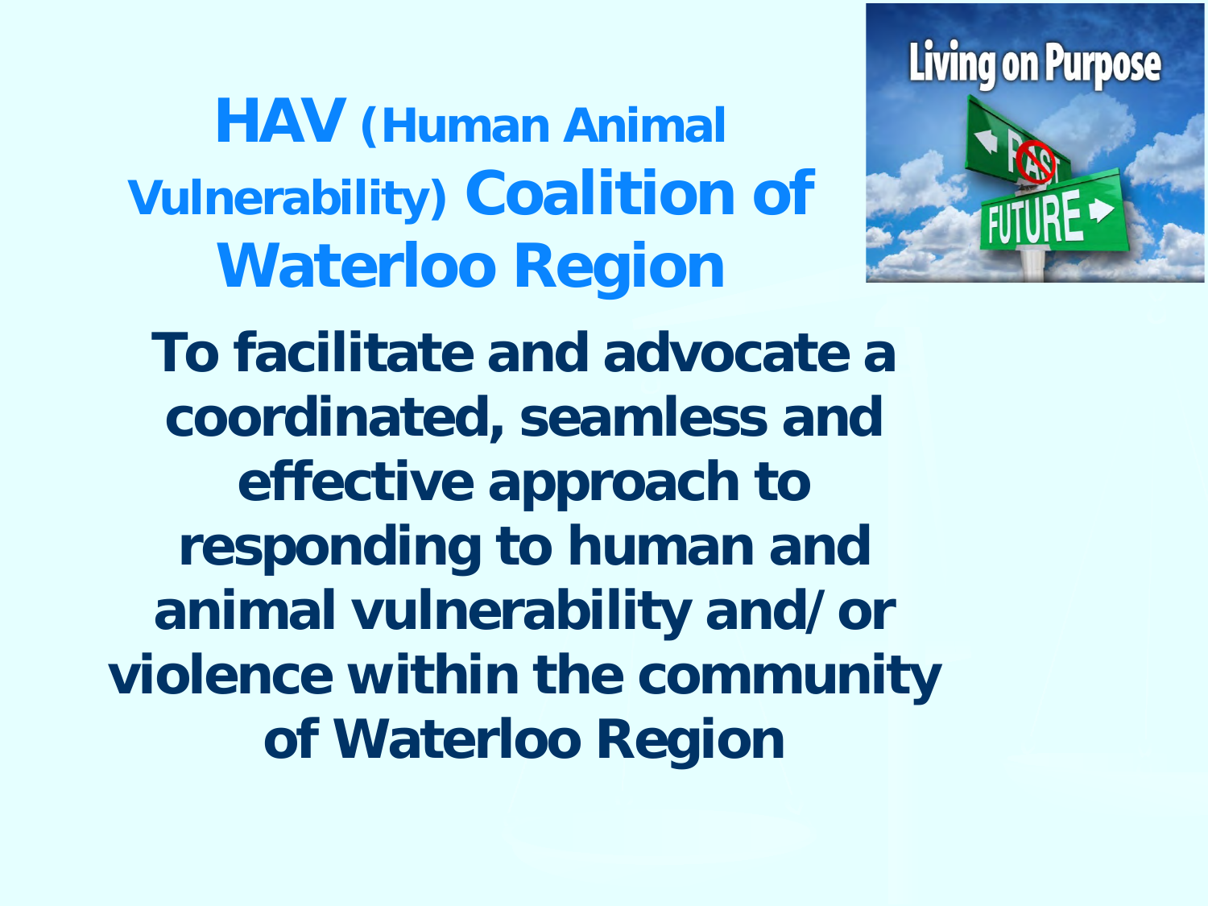# HAV (Human Animal Vulnerability) Coalition of Waterloo Region

**To facilitate and advocate a coordinated, seamless and effective approach to responding to human and animal vulnerability and/ or violence within the community of Waterloo Region**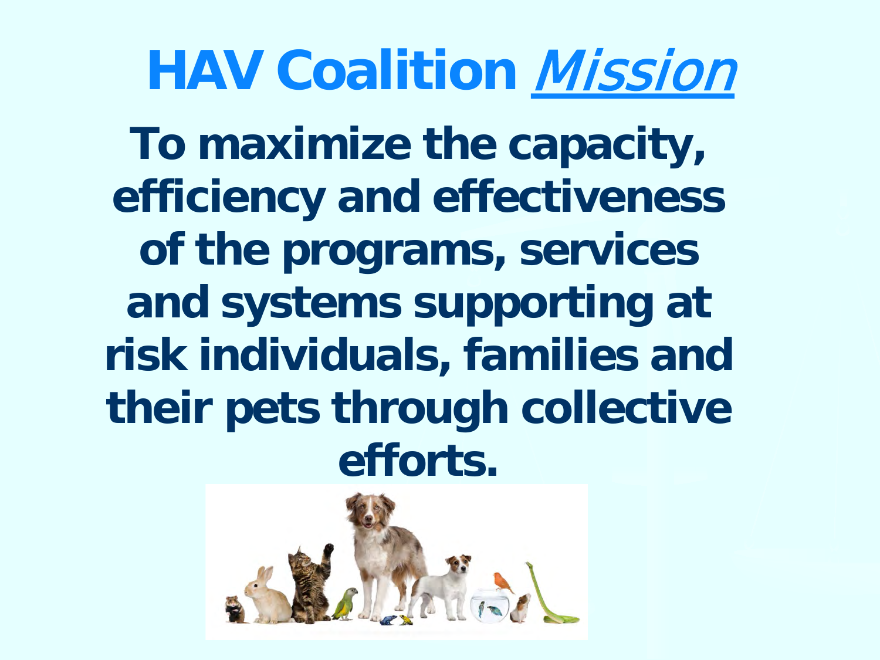# HAV Coalition *Mission*

**To maximize the capacity, efficiency and effectiveness of the programs, services and systems supporting at risk individuals, families and their pets through collective efforts.**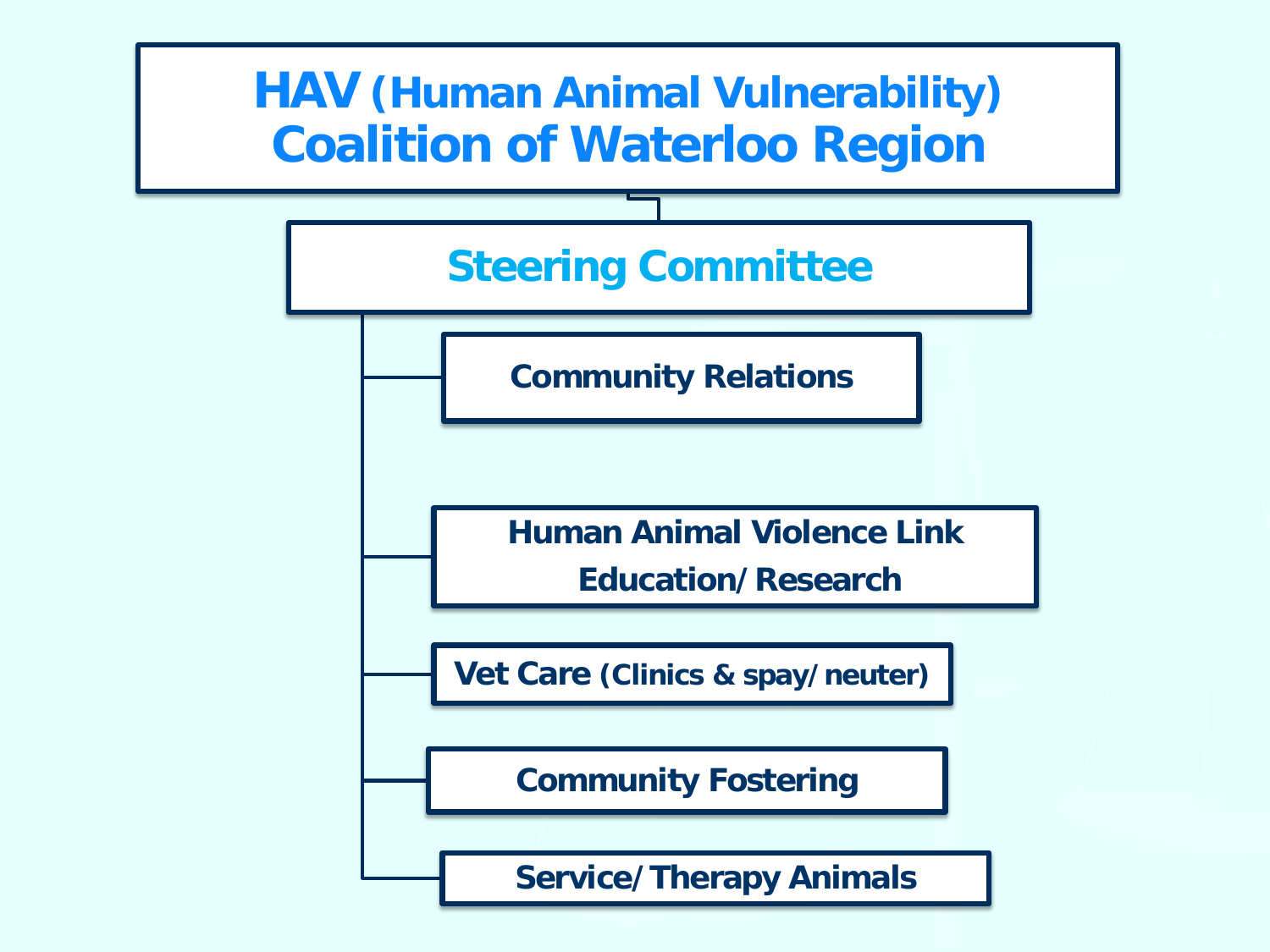# HAV (Human Animal Vulnerability) Coalition of Waterloo Region

## Steering Committee

- Community Relations
- Human Animal Violence Link Education/ Research
- Vet Care (Clinics & spay/ neuter)
- Community Fostering
- Service/ Therapy Animals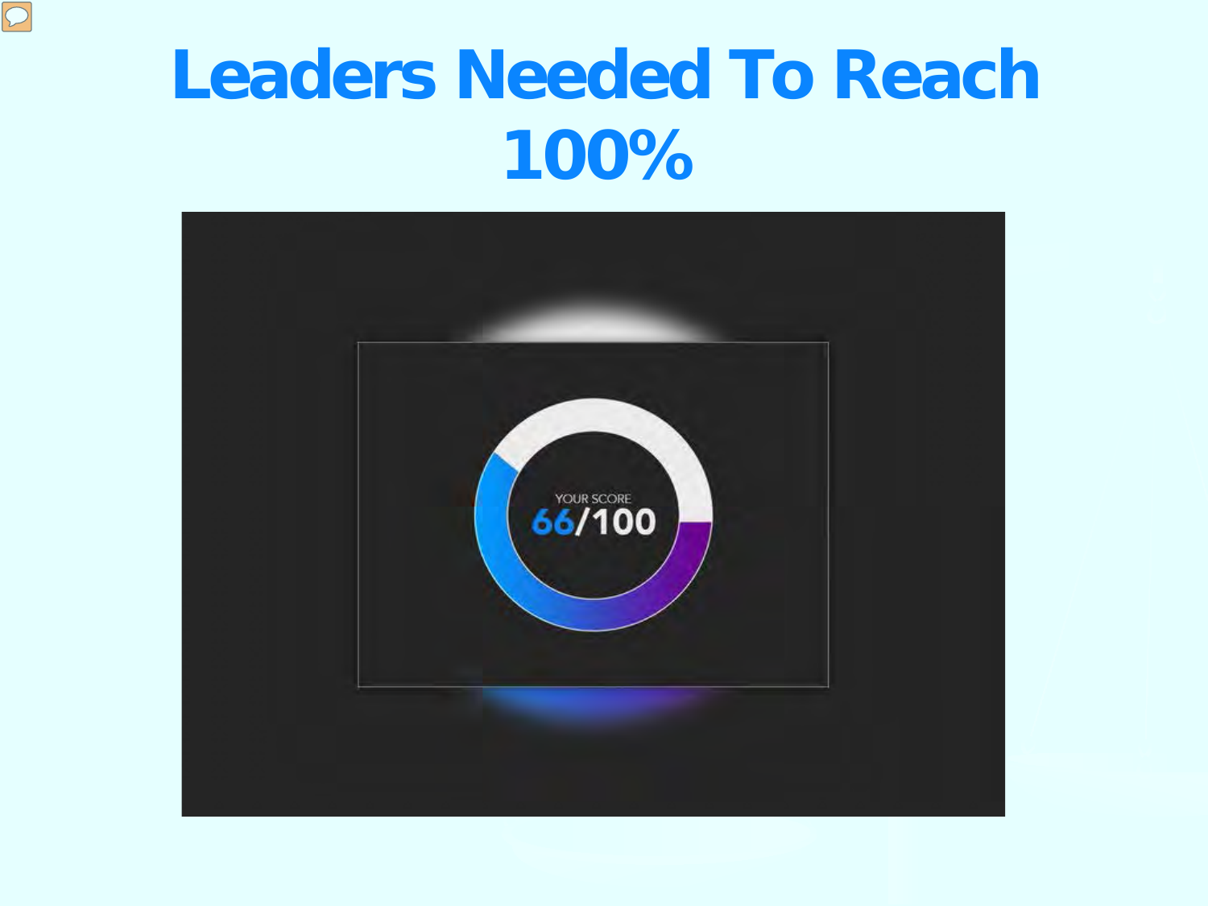# Leaders Needed To Reach 100%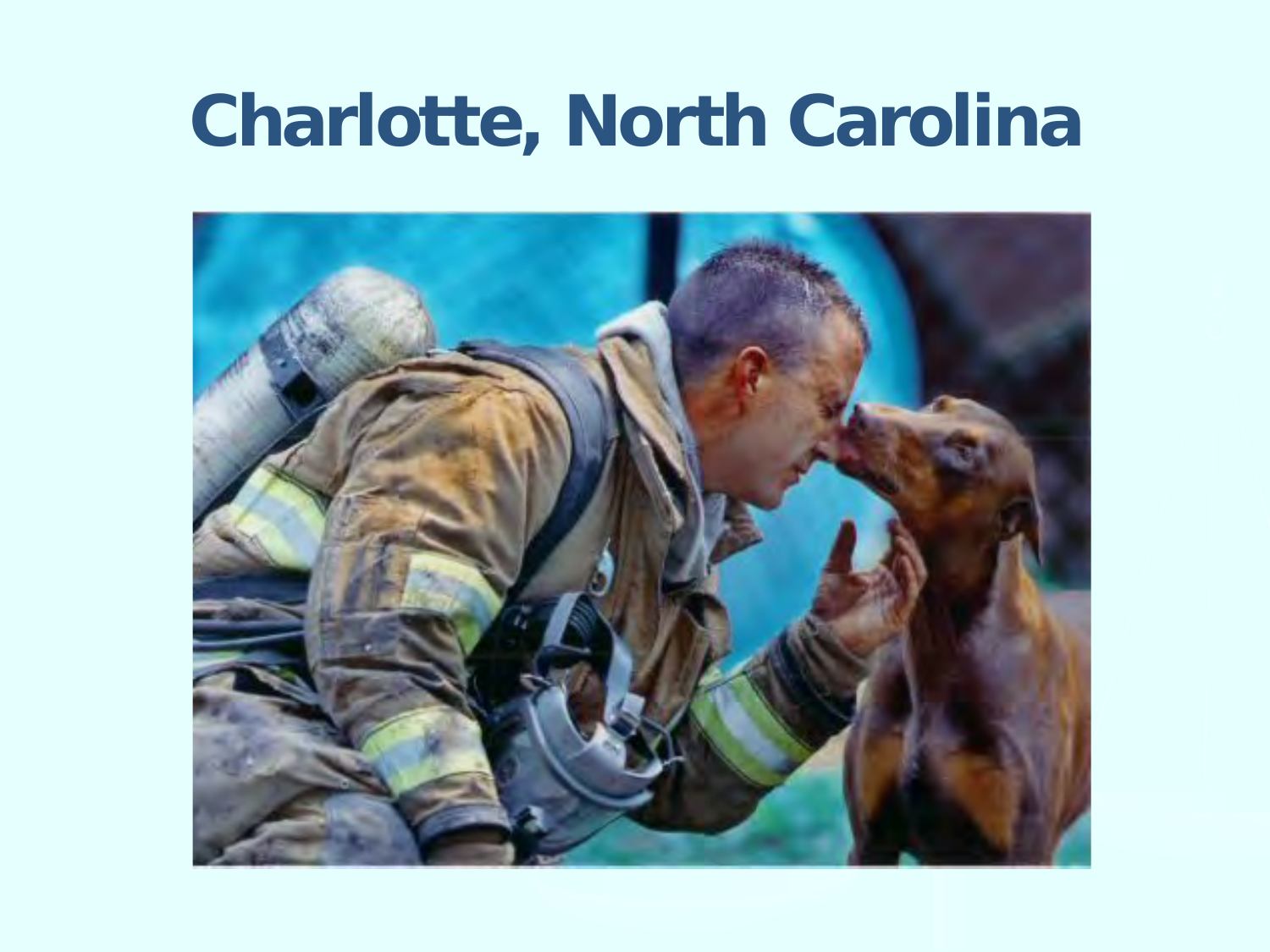# Charlotte, North Carolina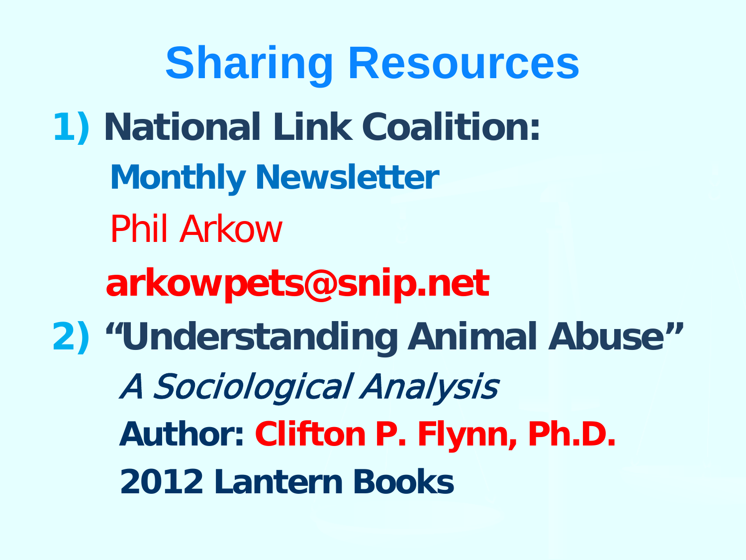# Sharing Resources

1) **National Link Coalition:**

   **Monthly Newsletter**

   Phil Arkow

   **arkowpets@snip.net**

2) **"Understanding Animal Abuse"**

   *A Sociological Analysis*

   **Author: Clifton P. Flynn, Ph.D.**

   **2012 Lantern Books**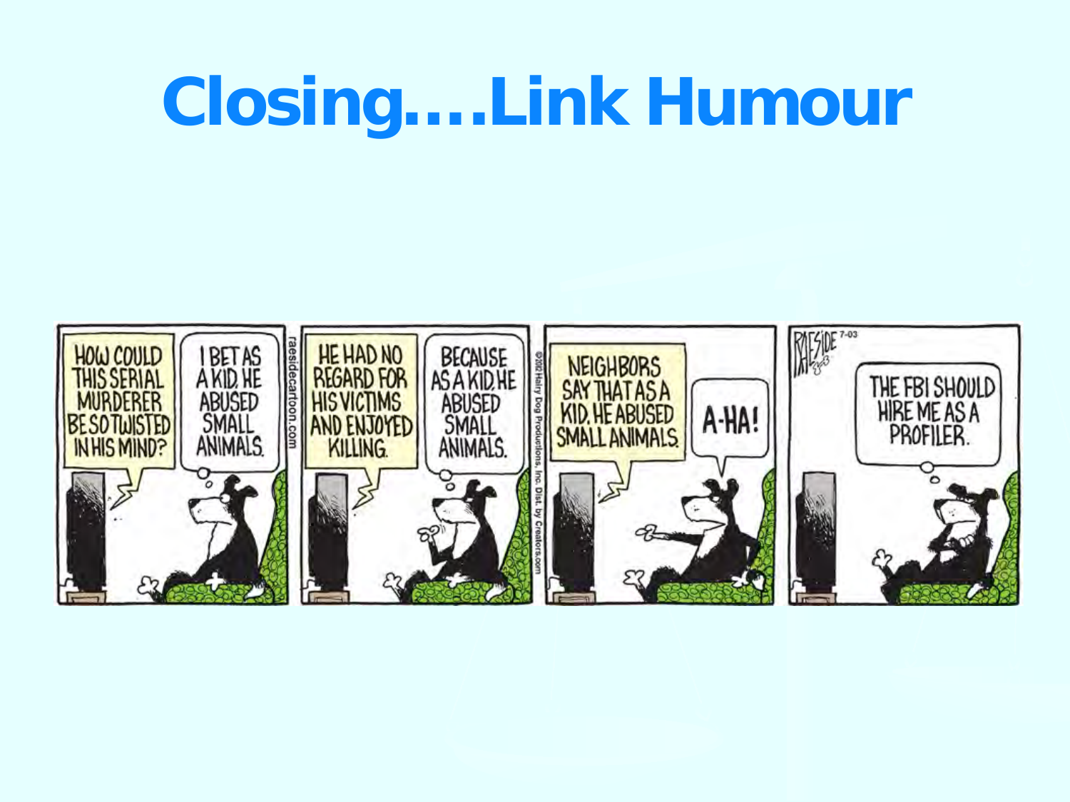# Closing….Link Humour

HOW COULD THIS SERIAL MURDERER BE SO TWISTED IN HIS MIND?

I BET AS A KID, HE ABUSED SMALL ANIMALS.

HE HAD NO REGARD FOR HIS VICTIMS AND ENJOYED KILLING.

BECAUSE AS A KID, HE ABUSED SMALL ANIMALS.

NEIGHBORS SAY THAT AS A KID, HE ABUSED SMALL ANIMALS.

A-HA!

THE FBI SHOULD HIRE ME AS A PROFILER.

raesidecartoon.com

©2012 Hairy Dog Productions, Inc. Dist. by Creators.com

RAESIDE 7-03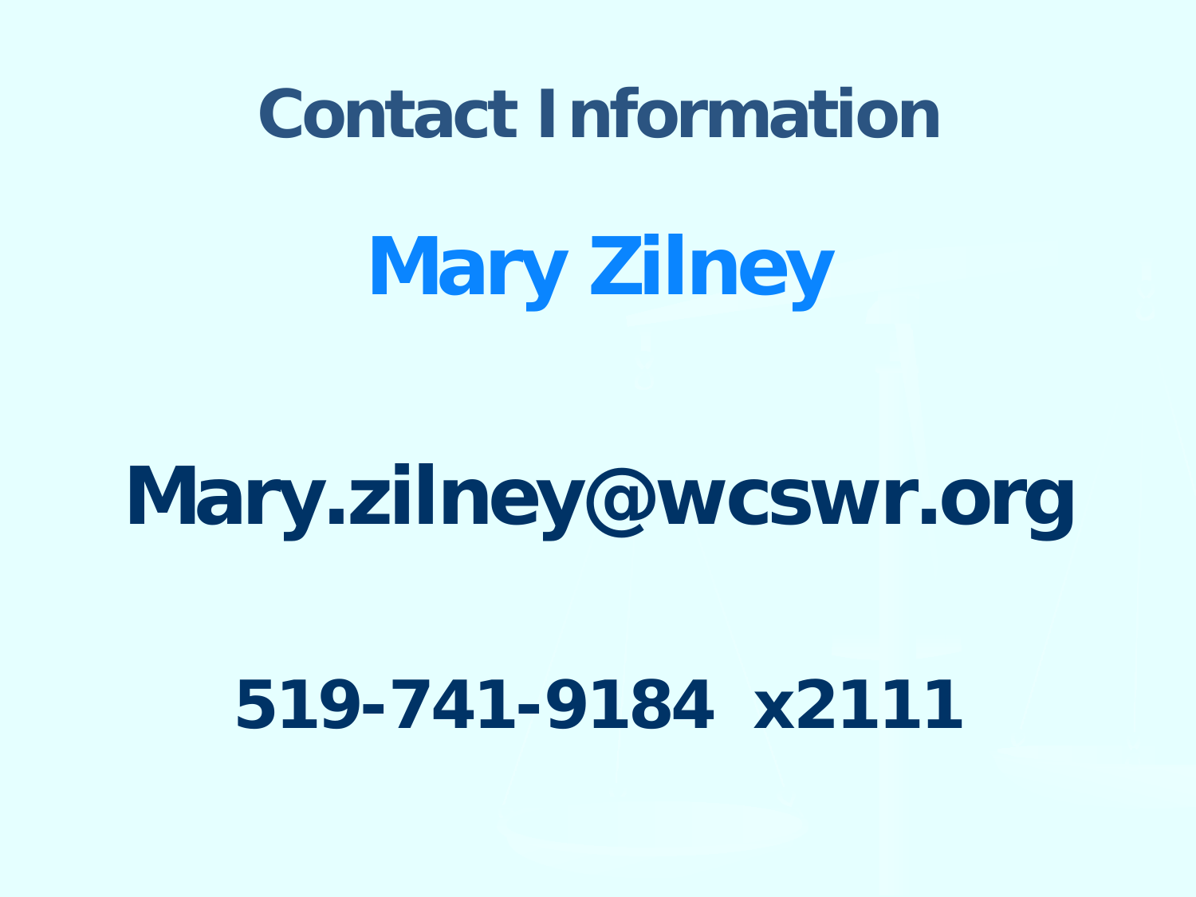# Contact Information

## Mary Zilney

**Mary.zilney@wcswr.org**

**519-741-9184 x2111**